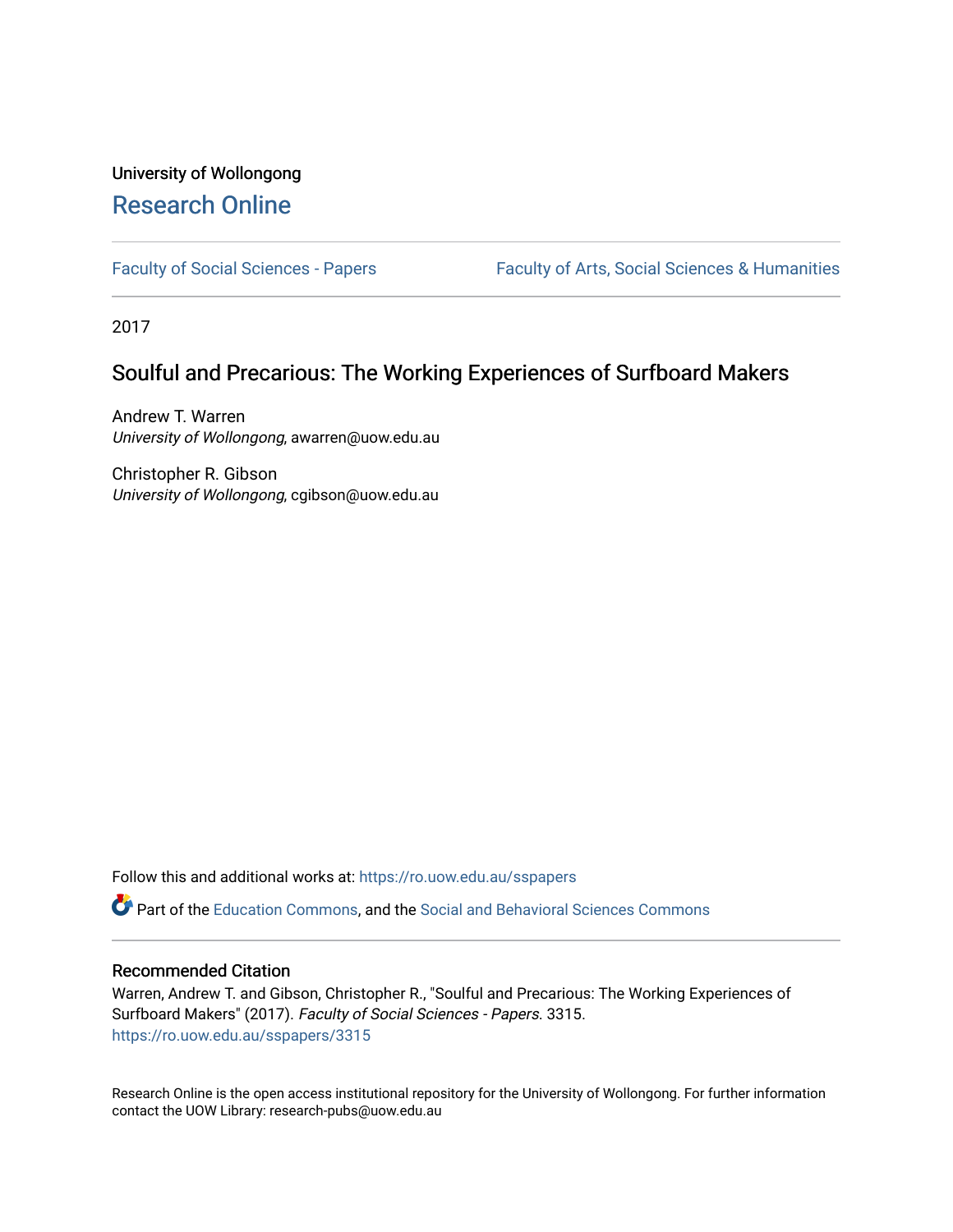University of Wollongong

# Research Online

Faculty of Social Sciences - Papers | Faculty of Arts, Social Sciences & Humanities

2017

## Soulful and Precarious: The Working Experiences of Surfboard Makers

Andrew T. Warren
*University of Wollongong*, awarren@uow.edu.au

Christopher R. Gibson
*University of Wollongong*, cgibson@uow.edu.au

Follow this and additional works at: https://ro.uow.edu.au/sspapers

Part of the Education Commons, and the Social and Behavioral Sciences Commons

### Recommended Citation

Warren, Andrew T. and Gibson, Christopher R., "Soulful and Precarious: The Working Experiences of Surfboard Makers" (2017). *Faculty of Social Sciences - Papers*. 3315.
https://ro.uow.edu.au/sspapers/3315

Research Online is the open access institutional repository for the University of Wollongong. For further information contact the UOW Library: research-pubs@uow.edu.au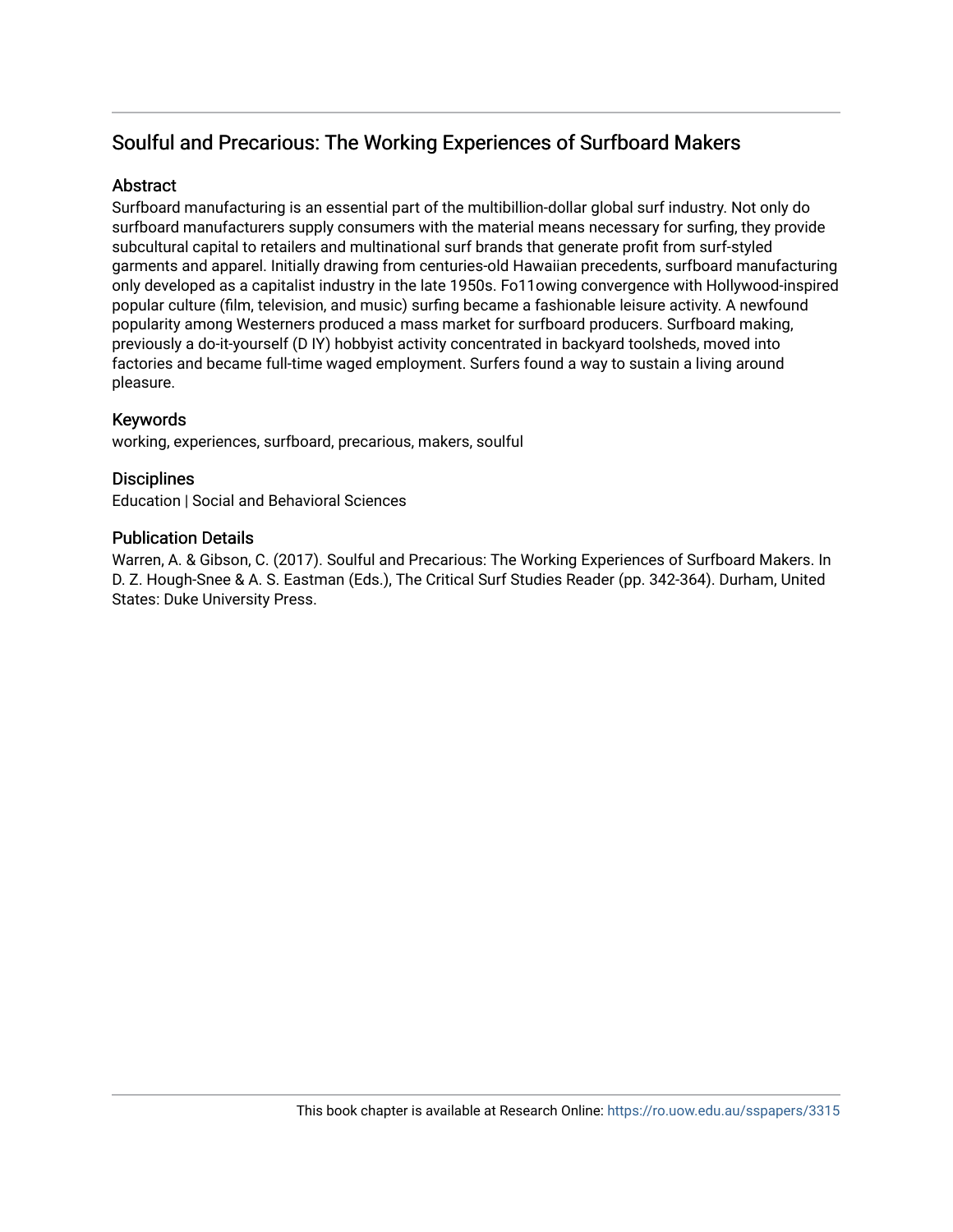# Soulful and Precarious: The Working Experiences of Surfboard Makers

## Abstract

Surfboard manufacturing is an essential part of the multibillion-dollar global surf industry. Not only do surfboard manufacturers supply consumers with the material means necessary for surfing, they provide subcultural capital to retailers and multinational surf brands that generate profit from surf-styled garments and apparel. Initially drawing from centuries-old Hawaiian precedents, surfboard manufacturing only developed as a capitalist industry in the late 1950s. Fo11owing convergence with Hollywood-inspired popular culture (film, television, and music) surfing became a fashionable leisure activity. A newfound popularity among Westerners produced a mass market for surfboard producers. Surfboard making, previously a do-it-yourself (D IY) hobbyist activity concentrated in backyard toolsheds, moved into factories and became full-time waged employment. Surfers found a way to sustain a living around pleasure.

## Keywords

working, experiences, surfboard, precarious, makers, soulful

## Disciplines

Education | Social and Behavioral Sciences

## Publication Details

Warren, A. & Gibson, C. (2017). Soulful and Precarious: The Working Experiences of Surfboard Makers. In D. Z. Hough-Snee & A. S. Eastman (Eds.), The Critical Surf Studies Reader (pp. 342-364). Durham, United States: Duke University Press.

This book chapter is available at Research Online: https://ro.uow.edu.au/sspapers/3315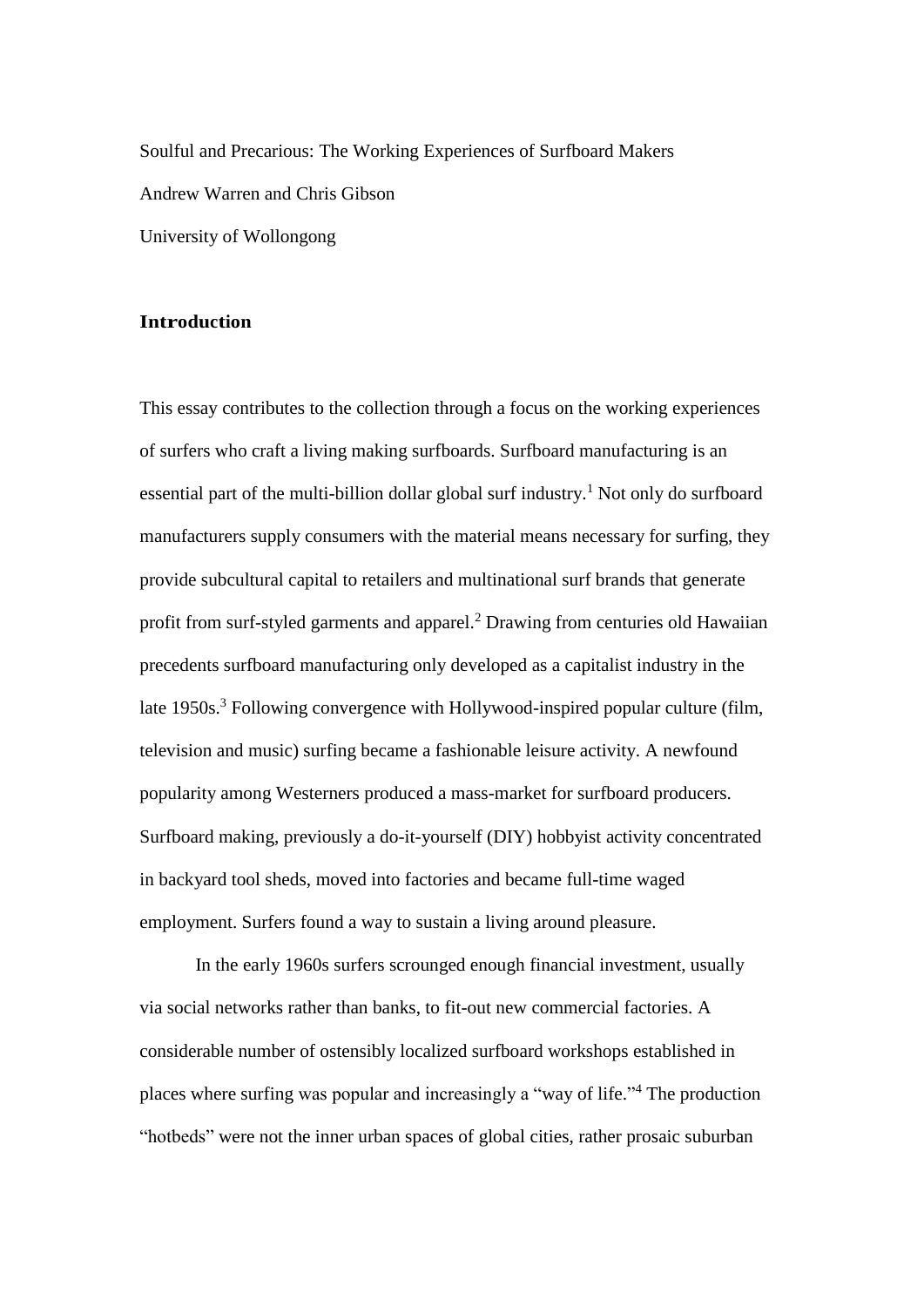Soulful and Precarious: The Working Experiences of Surfboard Makers

Andrew Warren and Chris Gibson

University of Wollongong

## Introduction

This essay contributes to the collection through a focus on the working experiences of surfers who craft a living making surfboards. Surfboard manufacturing is an essential part of the multi-billion dollar global surf industry.[1] Not only do surfboard manufacturers supply consumers with the material means necessary for surfing, they provide subcultural capital to retailers and multinational surf brands that generate profit from surf-styled garments and apparel.[2] Drawing from centuries old Hawaiian precedents surfboard manufacturing only developed as a capitalist industry in the late 1950s.[3] Following convergence with Hollywood-inspired popular culture (film, television and music) surfing became a fashionable leisure activity. A newfound popularity among Westerners produced a mass-market for surfboard producers. Surfboard making, previously a do-it-yourself (DIY) hobbyist activity concentrated in backyard tool sheds, moved into factories and became full-time waged employment. Surfers found a way to sustain a living around pleasure.

In the early 1960s surfers scrounged enough financial investment, usually via social networks rather than banks, to fit-out new commercial factories. A considerable number of ostensibly localized surfboard workshops established in places where surfing was popular and increasingly a "way of life."[4] The production "hotbeds" were not the inner urban spaces of global cities, rather prosaic suburban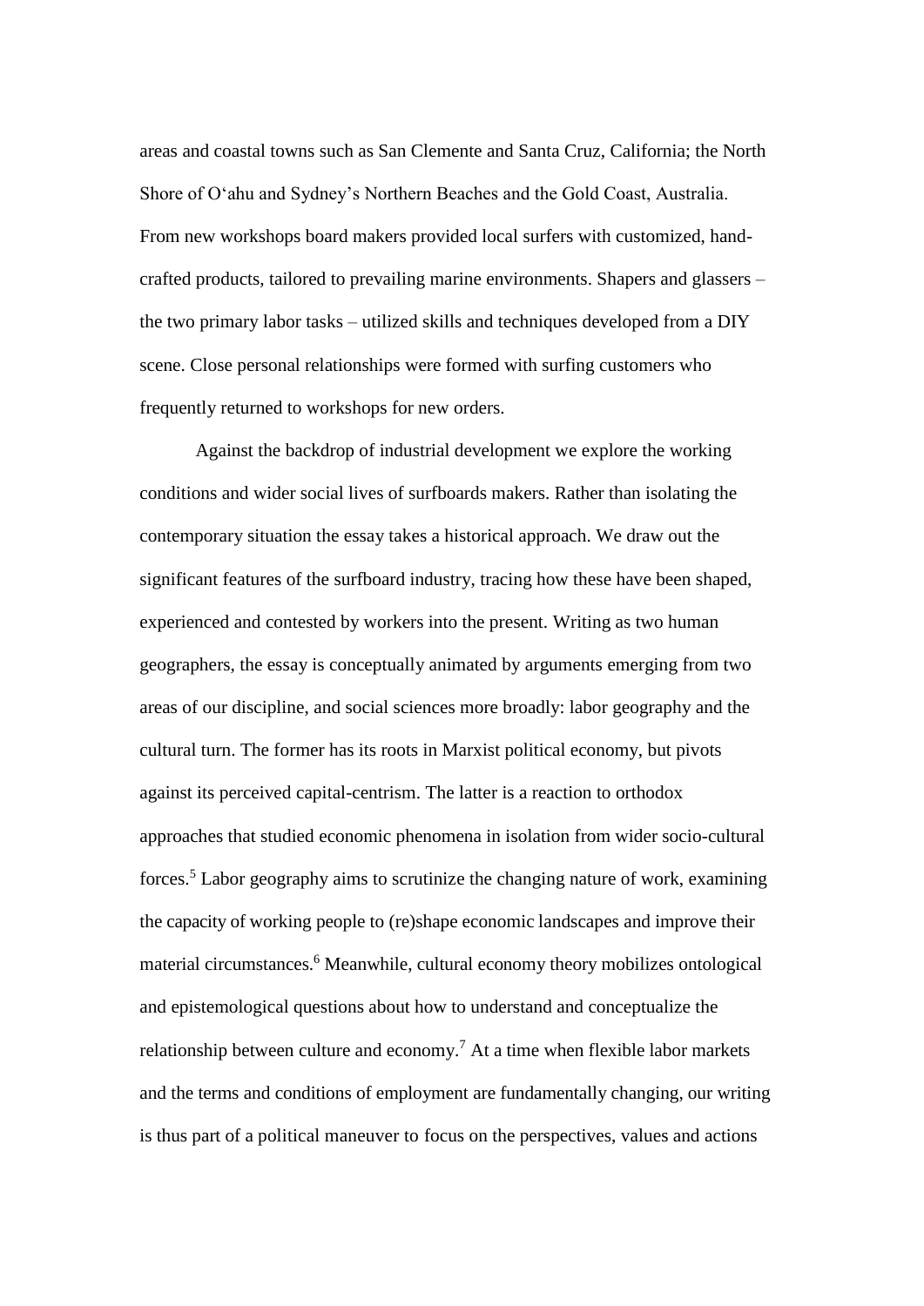areas and coastal towns such as San Clemente and Santa Cruz, California; the North Shore of O‘ahu and Sydney’s Northern Beaches and the Gold Coast, Australia. From new workshops board makers provided local surfers with customized, hand-crafted products, tailored to prevailing marine environments. Shapers and glassers – the two primary labor tasks – utilized skills and techniques developed from a DIY scene. Close personal relationships were formed with surfing customers who frequently returned to workshops for new orders.

Against the backdrop of industrial development we explore the working conditions and wider social lives of surfboards makers. Rather than isolating the contemporary situation the essay takes a historical approach. We draw out the significant features of the surfboard industry, tracing how these have been shaped, experienced and contested by workers into the present. Writing as two human geographers, the essay is conceptually animated by arguments emerging from two areas of our discipline, and social sciences more broadly: labor geography and the cultural turn. The former has its roots in Marxist political economy, but pivots against its perceived capital-centrism. The latter is a reaction to orthodox approaches that studied economic phenomena in isolation from wider socio-cultural forces.[5] Labor geography aims to scrutinize the changing nature of work, examining the capacity of working people to (re)shape economic landscapes and improve their material circumstances.[6] Meanwhile, cultural economy theory mobilizes ontological and epistemological questions about how to understand and conceptualize the relationship between culture and economy.[7] At a time when flexible labor markets and the terms and conditions of employment are fundamentally changing, our writing is thus part of a political maneuver to focus on the perspectives, values and actions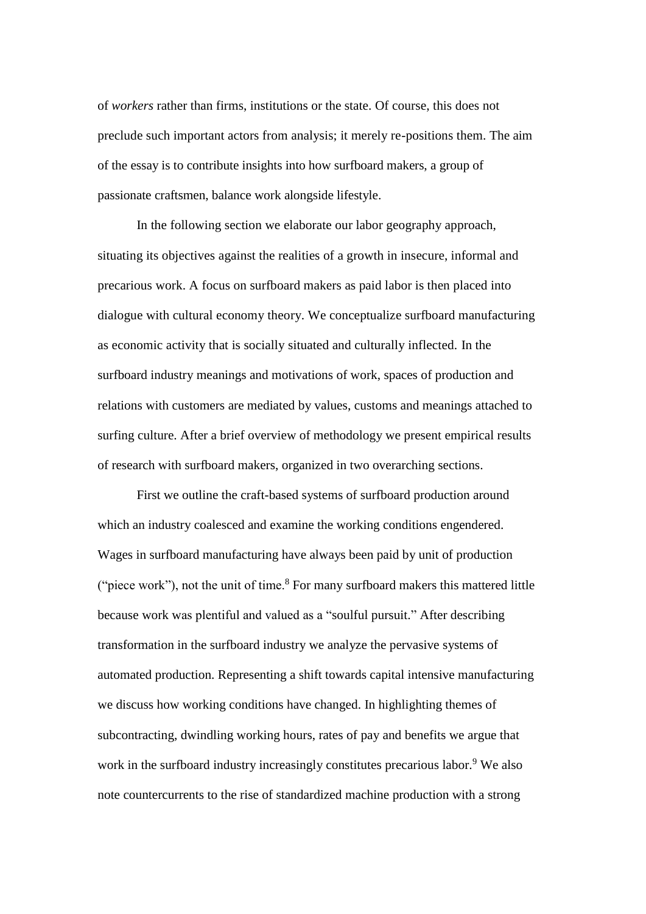of *workers* rather than firms, institutions or the state. Of course, this does not preclude such important actors from analysis; it merely re-positions them. The aim of the essay is to contribute insights into how surfboard makers, a group of passionate craftsmen, balance work alongside lifestyle.

In the following section we elaborate our labor geography approach, situating its objectives against the realities of a growth in insecure, informal and precarious work. A focus on surfboard makers as paid labor is then placed into dialogue with cultural economy theory. We conceptualize surfboard manufacturing as economic activity that is socially situated and culturally inflected. In the surfboard industry meanings and motivations of work, spaces of production and relations with customers are mediated by values, customs and meanings attached to surfing culture. After a brief overview of methodology we present empirical results of research with surfboard makers, organized in two overarching sections.

First we outline the craft-based systems of surfboard production around which an industry coalesced and examine the working conditions engendered. Wages in surfboard manufacturing have always been paid by unit of production ("piece work"), not the unit of time.[8] For many surfboard makers this mattered little because work was plentiful and valued as a "soulful pursuit." After describing transformation in the surfboard industry we analyze the pervasive systems of automated production. Representing a shift towards capital intensive manufacturing we discuss how working conditions have changed. In highlighting themes of subcontracting, dwindling working hours, rates of pay and benefits we argue that work in the surfboard industry increasingly constitutes precarious labor.[9] We also note countercurrents to the rise of standardized machine production with a strong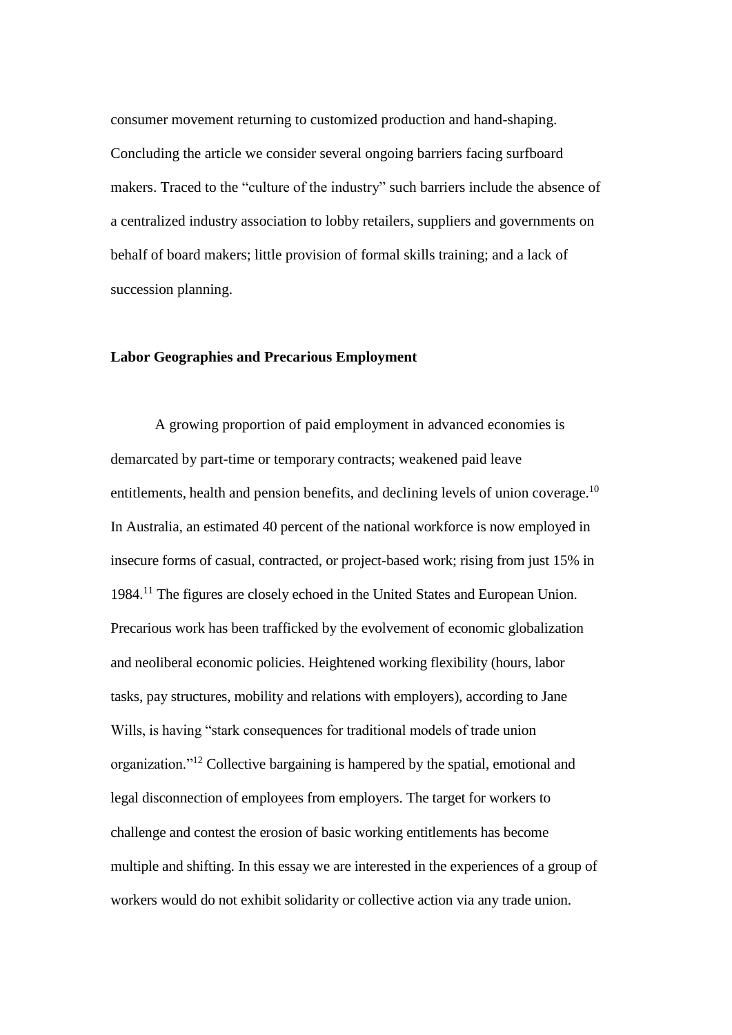consumer movement returning to customized production and hand-shaping. Concluding the article we consider several ongoing barriers facing surfboard makers. Traced to the "culture of the industry" such barriers include the absence of a centralized industry association to lobby retailers, suppliers and governments on behalf of board makers; little provision of formal skills training; and a lack of succession planning.

## Labor Geographies and Precarious Employment

A growing proportion of paid employment in advanced economies is demarcated by part-time or temporary contracts; weakened paid leave entitlements, health and pension benefits, and declining levels of union coverage.[10] In Australia, an estimated 40 percent of the national workforce is now employed in insecure forms of casual, contracted, or project-based work; rising from just 15% in 1984.[11] The figures are closely echoed in the United States and European Union. Precarious work has been trafficked by the evolvement of economic globalization and neoliberal economic policies. Heightened working flexibility (hours, labor tasks, pay structures, mobility and relations with employers), according to Jane Wills, is having "stark consequences for traditional models of trade union organization."[12] Collective bargaining is hampered by the spatial, emotional and legal disconnection of employees from employers. The target for workers to challenge and contest the erosion of basic working entitlements has become multiple and shifting. In this essay we are interested in the experiences of a group of workers would do not exhibit solidarity or collective action via any trade union.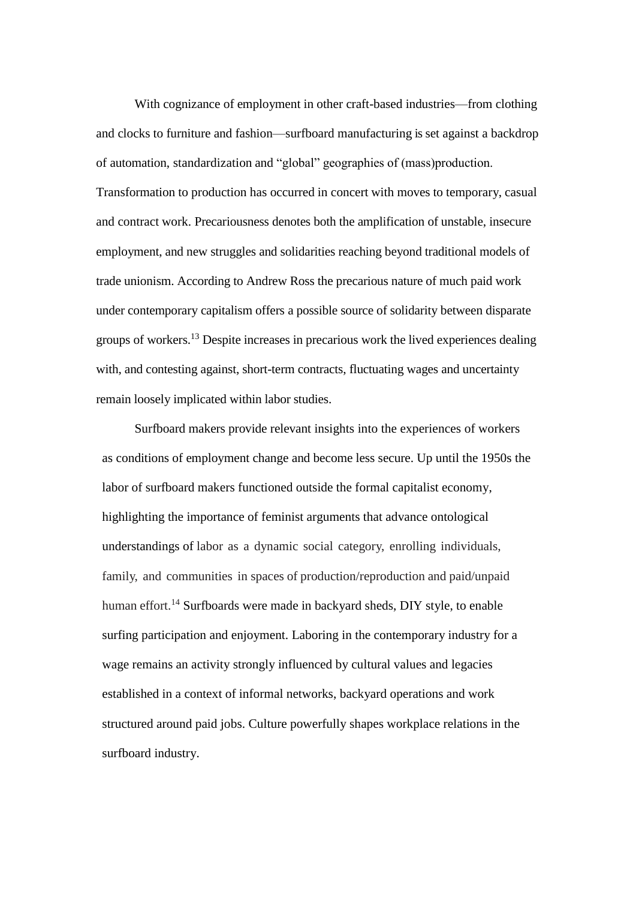With cognizance of employment in other craft-based industries—from clothing and clocks to furniture and fashion—surfboard manufacturing is set against a backdrop of automation, standardization and "global" geographies of (mass)production. Transformation to production has occurred in concert with moves to temporary, casual and contract work. Precariousness denotes both the amplification of unstable, insecure employment, and new struggles and solidarities reaching beyond traditional models of trade unionism. According to Andrew Ross the precarious nature of much paid work under contemporary capitalism offers a possible source of solidarity between disparate groups of workers.[13] Despite increases in precarious work the lived experiences dealing with, and contesting against, short-term contracts, fluctuating wages and uncertainty remain loosely implicated within labor studies.

Surfboard makers provide relevant insights into the experiences of workers as conditions of employment change and become less secure. Up until the 1950s the labor of surfboard makers functioned outside the formal capitalist economy, highlighting the importance of feminist arguments that advance ontological understandings of labor as a dynamic social category, enrolling individuals, family, and communities in spaces of production/reproduction and paid/unpaid human effort.[14] Surfboards were made in backyard sheds, DIY style, to enable surfing participation and enjoyment. Laboring in the contemporary industry for a wage remains an activity strongly influenced by cultural values and legacies established in a context of informal networks, backyard operations and work structured around paid jobs. Culture powerfully shapes workplace relations in the surfboard industry.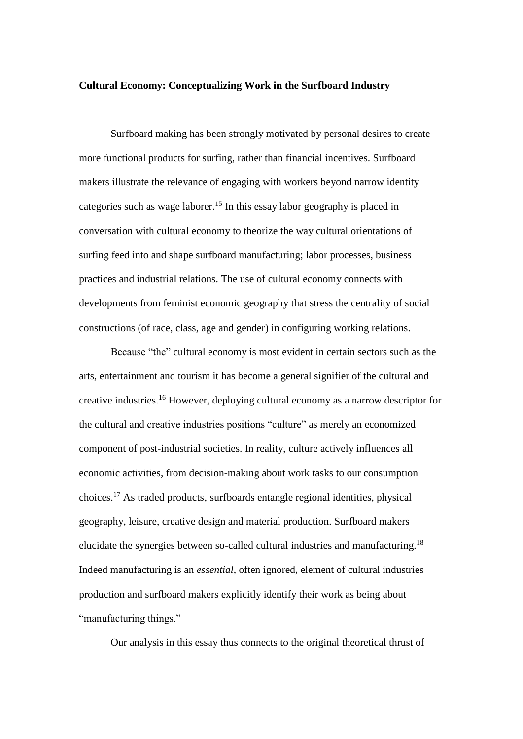**Cultural Economy: Conceptualizing Work in the Surfboard Industry**

Surfboard making has been strongly motivated by personal desires to create more functional products for surfing, rather than financial incentives. Surfboard makers illustrate the relevance of engaging with workers beyond narrow identity categories such as wage laborer.[15] In this essay labor geography is placed in conversation with cultural economy to theorize the way cultural orientations of surfing feed into and shape surfboard manufacturing; labor processes, business practices and industrial relations. The use of cultural economy connects with developments from feminist economic geography that stress the centrality of social constructions (of race, class, age and gender) in configuring working relations.

Because "the" cultural economy is most evident in certain sectors such as the arts, entertainment and tourism it has become a general signifier of the cultural and creative industries.[16] However, deploying cultural economy as a narrow descriptor for the cultural and creative industries positions "culture" as merely an economized component of post-industrial societies. In reality, culture actively influences all economic activities, from decision-making about work tasks to our consumption choices.[17] As traded products, surfboards entangle regional identities, physical geography, leisure, creative design and material production. Surfboard makers elucidate the synergies between so-called cultural industries and manufacturing.[18] Indeed manufacturing is an *essential*, often ignored, element of cultural industries production and surfboard makers explicitly identify their work as being about "manufacturing things."

Our analysis in this essay thus connects to the original theoretical thrust of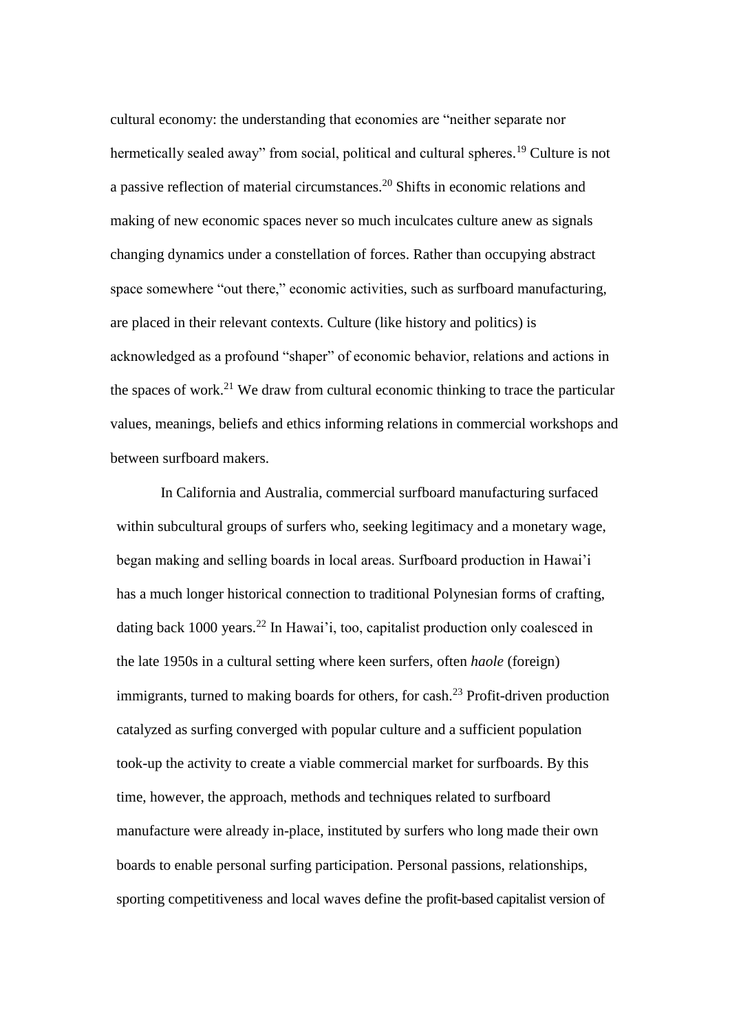cultural economy: the understanding that economies are "neither separate nor hermetically sealed away" from social, political and cultural spheres.[19] Culture is not a passive reflection of material circumstances.[20] Shifts in economic relations and making of new economic spaces never so much inculcates culture anew as signals changing dynamics under a constellation of forces. Rather than occupying abstract space somewhere "out there," economic activities, such as surfboard manufacturing, are placed in their relevant contexts. Culture (like history and politics) is acknowledged as a profound "shaper" of economic behavior, relations and actions in the spaces of work.[21] We draw from cultural economic thinking to trace the particular values, meanings, beliefs and ethics informing relations in commercial workshops and between surfboard makers.

In California and Australia, commercial surfboard manufacturing surfaced within subcultural groups of surfers who, seeking legitimacy and a monetary wage, began making and selling boards in local areas. Surfboard production in Hawai'i has a much longer historical connection to traditional Polynesian forms of crafting, dating back 1000 years.[22] In Hawai'i, too, capitalist production only coalesced in the late 1950s in a cultural setting where keen surfers, often *haole* (foreign) immigrants, turned to making boards for others, for cash.[23] Profit-driven production catalyzed as surfing converged with popular culture and a sufficient population took-up the activity to create a viable commercial market for surfboards. By this time, however, the approach, methods and techniques related to surfboard manufacture were already in-place, instituted by surfers who long made their own boards to enable personal surfing participation. Personal passions, relationships, sporting competitiveness and local waves define the profit-based capitalist version of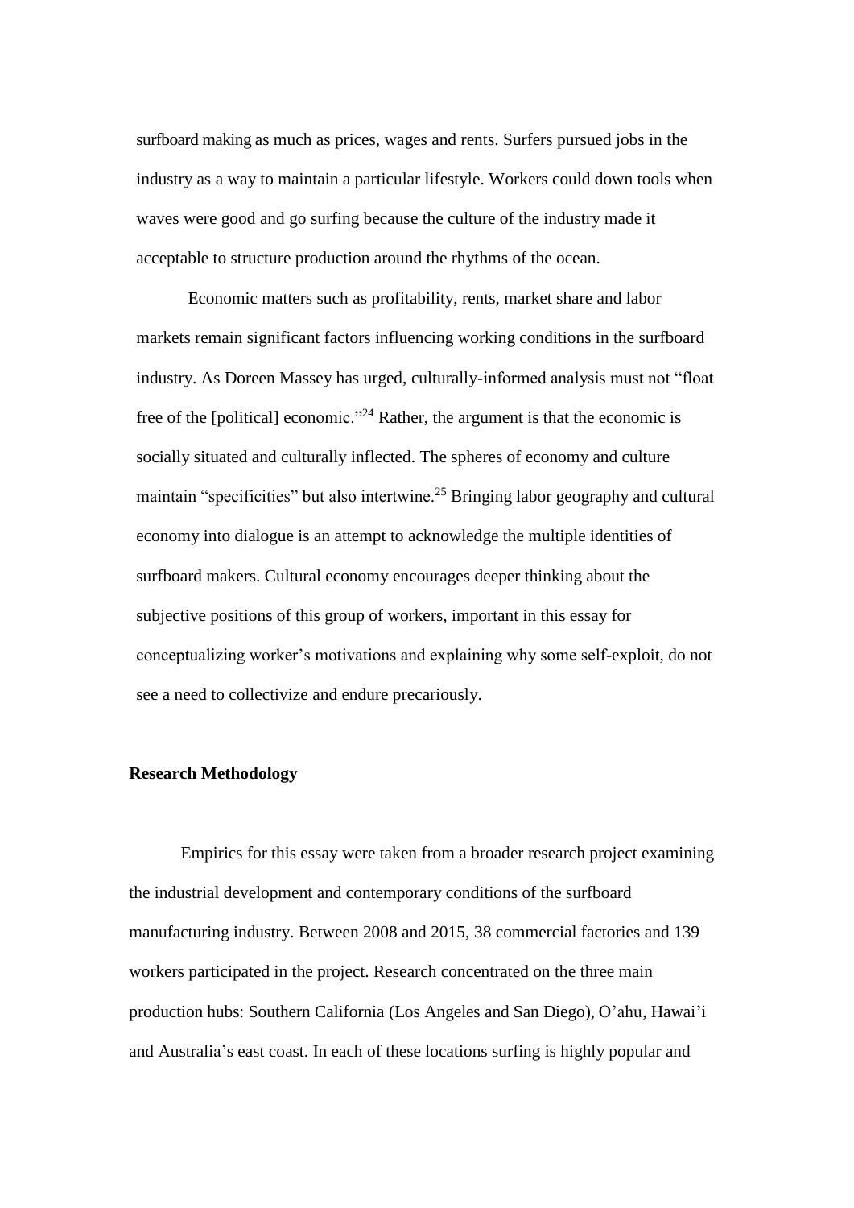surfboard making as much as prices, wages and rents. Surfers pursued jobs in the industry as a way to maintain a particular lifestyle. Workers could down tools when waves were good and go surfing because the culture of the industry made it acceptable to structure production around the rhythms of the ocean.

Economic matters such as profitability, rents, market share and labor markets remain significant factors influencing working conditions in the surfboard industry. As Doreen Massey has urged, culturally-informed analysis must not "float free of the [political] economic."[24] Rather, the argument is that the economic is socially situated and culturally inflected. The spheres of economy and culture maintain "specificities" but also intertwine.[25] Bringing labor geography and cultural economy into dialogue is an attempt to acknowledge the multiple identities of surfboard makers. Cultural economy encourages deeper thinking about the subjective positions of this group of workers, important in this essay for conceptualizing worker's motivations and explaining why some self-exploit, do not see a need to collectivize and endure precariously.

**Research Methodology**

Empirics for this essay were taken from a broader research project examining the industrial development and contemporary conditions of the surfboard manufacturing industry. Between 2008 and 2015, 38 commercial factories and 139 workers participated in the project. Research concentrated on the three main production hubs: Southern California (Los Angeles and San Diego), O'ahu, Hawai'i and Australia's east coast. In each of these locations surfing is highly popular and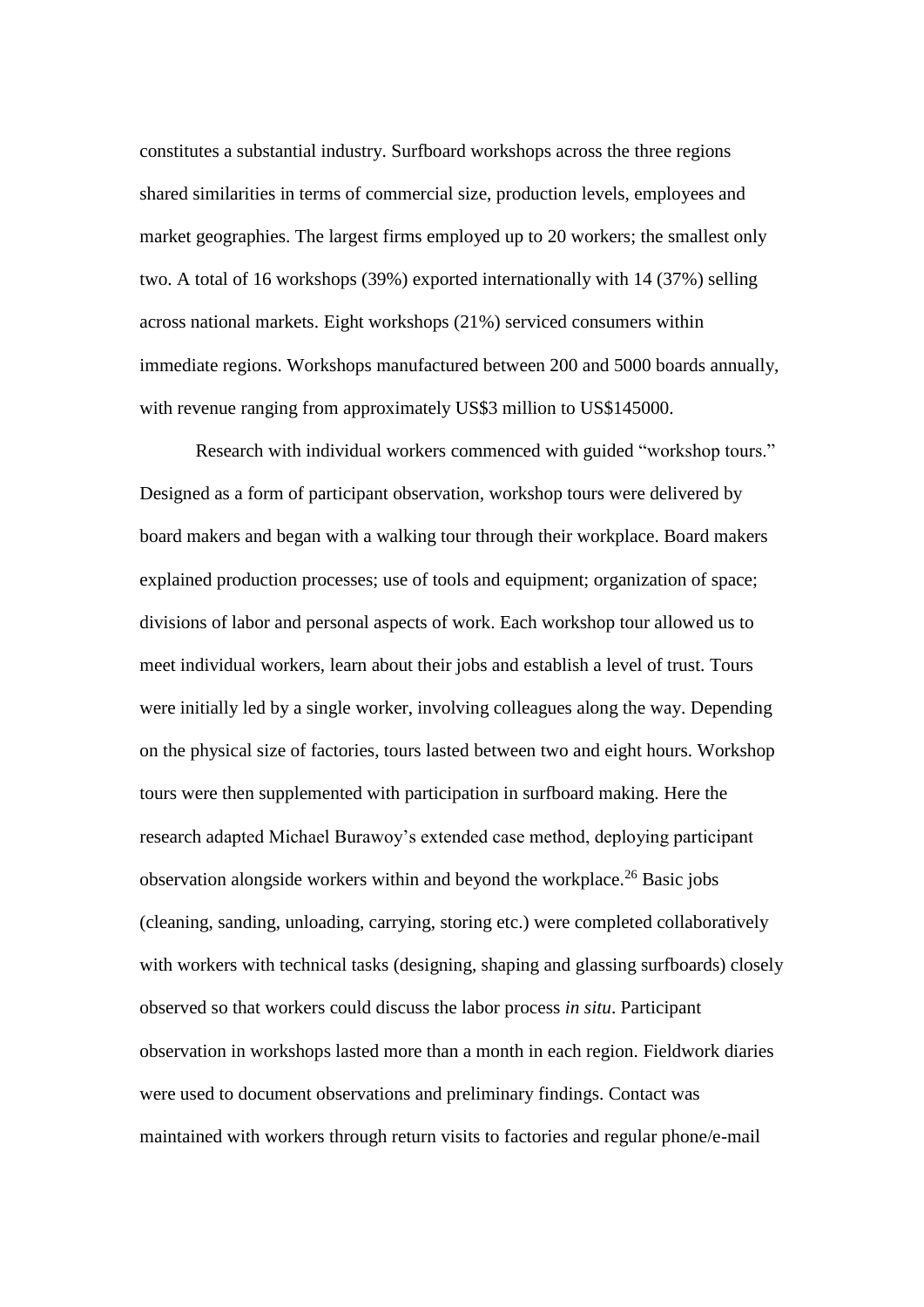constitutes a substantial industry. Surfboard workshops across the three regions shared similarities in terms of commercial size, production levels, employees and market geographies. The largest firms employed up to 20 workers; the smallest only two. A total of 16 workshops (39%) exported internationally with 14 (37%) selling across national markets. Eight workshops (21%) serviced consumers within immediate regions. Workshops manufactured between 200 and 5000 boards annually, with revenue ranging from approximately US$3 million to US$145000.

Research with individual workers commenced with guided "workshop tours." Designed as a form of participant observation, workshop tours were delivered by board makers and began with a walking tour through their workplace. Board makers explained production processes; use of tools and equipment; organization of space; divisions of labor and personal aspects of work. Each workshop tour allowed us to meet individual workers, learn about their jobs and establish a level of trust. Tours were initially led by a single worker, involving colleagues along the way. Depending on the physical size of factories, tours lasted between two and eight hours. Workshop tours were then supplemented with participation in surfboard making. Here the research adapted Michael Burawoy's extended case method, deploying participant observation alongside workers within and beyond the workplace.[26] Basic jobs (cleaning, sanding, unloading, carrying, storing etc.) were completed collaboratively with workers with technical tasks (designing, shaping and glassing surfboards) closely observed so that workers could discuss the labor process *in situ*. Participant observation in workshops lasted more than a month in each region. Fieldwork diaries were used to document observations and preliminary findings. Contact was maintained with workers through return visits to factories and regular phone/e-mail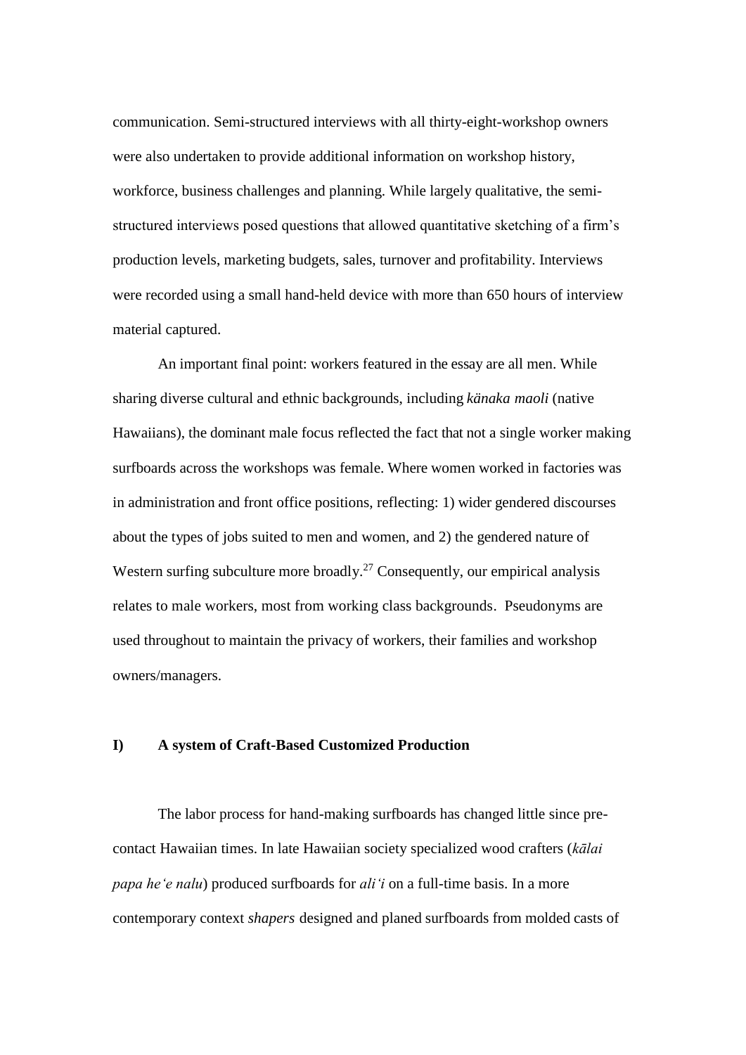communication. Semi-structured interviews with all thirty-eight-workshop owners were also undertaken to provide additional information on workshop history, workforce, business challenges and planning. While largely qualitative, the semi-structured interviews posed questions that allowed quantitative sketching of a firm's production levels, marketing budgets, sales, turnover and profitability. Interviews were recorded using a small hand-held device with more than 650 hours of interview material captured.

An important final point: workers featured in the essay are all men. While sharing diverse cultural and ethnic backgrounds, including *känaka maoli* (native Hawaiians), the dominant male focus reflected the fact that not a single worker making surfboards across the workshops was female. Where women worked in factories was in administration and front office positions, reflecting: 1) wider gendered discourses about the types of jobs suited to men and women, and 2) the gendered nature of Western surfing subculture more broadly.[27] Consequently, our empirical analysis relates to male workers, most from working class backgrounds. Pseudonyms are used throughout to maintain the privacy of workers, their families and workshop owners/managers.

## I) A system of Craft-Based Customized Production

The labor process for hand-making surfboards has changed little since pre-contact Hawaiian times. In late Hawaiian society specialized wood crafters (*kālai papa he'e nalu*) produced surfboards for *ali'i* on a full-time basis. In a more contemporary context *shapers* designed and planed surfboards from molded casts of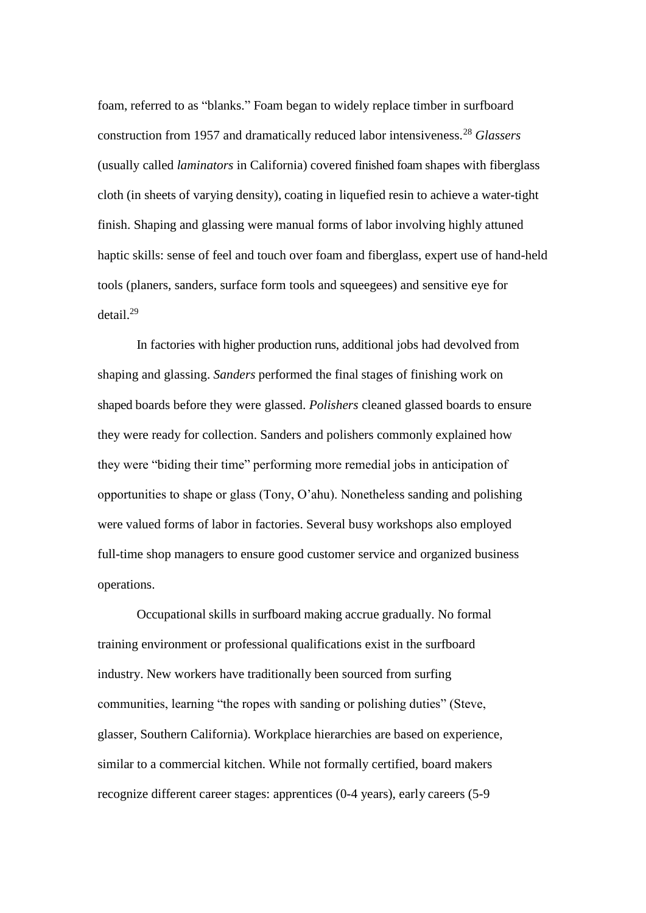foam, referred to as "blanks." Foam began to widely replace timber in surfboard construction from 1957 and dramatically reduced labor intensiveness.[28] *Glassers* (usually called *laminators* in California) covered finished foam shapes with fiberglass cloth (in sheets of varying density), coating in liquefied resin to achieve a water-tight finish. Shaping and glassing were manual forms of labor involving highly attuned haptic skills: sense of feel and touch over foam and fiberglass, expert use of hand-held tools (planers, sanders, surface form tools and squeegees) and sensitive eye for detail.[29]

In factories with higher production runs, additional jobs had devolved from shaping and glassing. *Sanders* performed the final stages of finishing work on shaped boards before they were glassed. *Polishers* cleaned glassed boards to ensure they were ready for collection. Sanders and polishers commonly explained how they were "biding their time" performing more remedial jobs in anticipation of opportunities to shape or glass (Tony, O'ahu). Nonetheless sanding and polishing were valued forms of labor in factories. Several busy workshops also employed full-time shop managers to ensure good customer service and organized business operations.

Occupational skills in surfboard making accrue gradually. No formal training environment or professional qualifications exist in the surfboard industry. New workers have traditionally been sourced from surfing communities, learning "the ropes with sanding or polishing duties" (Steve, glasser, Southern California). Workplace hierarchies are based on experience, similar to a commercial kitchen. While not formally certified, board makers recognize different career stages: apprentices (0-4 years), early careers (5-9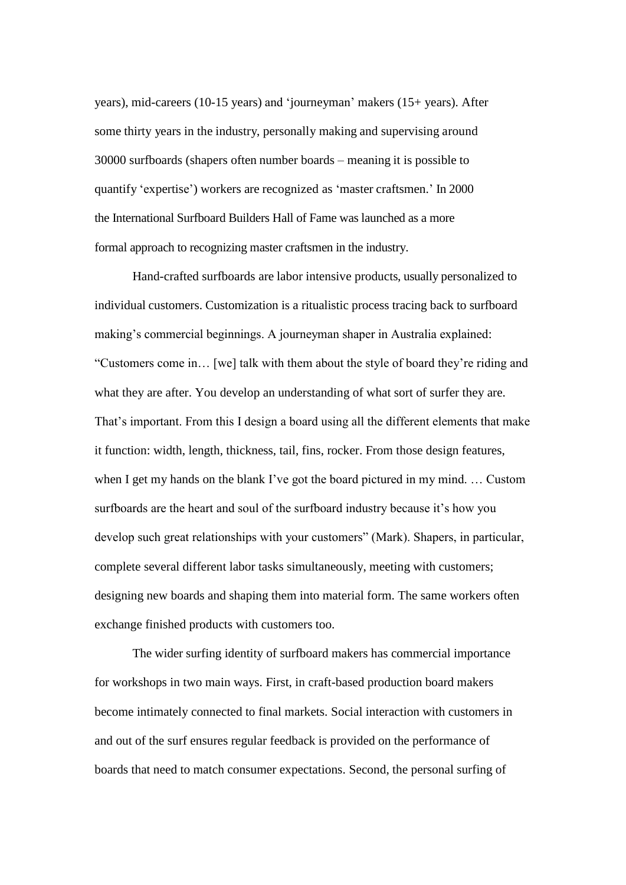years), mid-careers (10-15 years) and 'journeyman' makers (15+ years). After some thirty years in the industry, personally making and supervising around 30000 surfboards (shapers often number boards – meaning it is possible to quantify 'expertise') workers are recognized as 'master craftsmen.' In 2000 the International Surfboard Builders Hall of Fame was launched as a more formal approach to recognizing master craftsmen in the industry.

Hand-crafted surfboards are labor intensive products, usually personalized to individual customers. Customization is a ritualistic process tracing back to surfboard making's commercial beginnings. A journeyman shaper in Australia explained: "Customers come in… [we] talk with them about the style of board they're riding and what they are after. You develop an understanding of what sort of surfer they are. That's important. From this I design a board using all the different elements that make it function: width, length, thickness, tail, fins, rocker. From those design features, when I get my hands on the blank I've got the board pictured in my mind. … Custom surfboards are the heart and soul of the surfboard industry because it's how you develop such great relationships with your customers" (Mark). Shapers, in particular, complete several different labor tasks simultaneously, meeting with customers; designing new boards and shaping them into material form. The same workers often exchange finished products with customers too.

The wider surfing identity of surfboard makers has commercial importance for workshops in two main ways. First, in craft-based production board makers become intimately connected to final markets. Social interaction with customers in and out of the surf ensures regular feedback is provided on the performance of boards that need to match consumer expectations. Second, the personal surfing of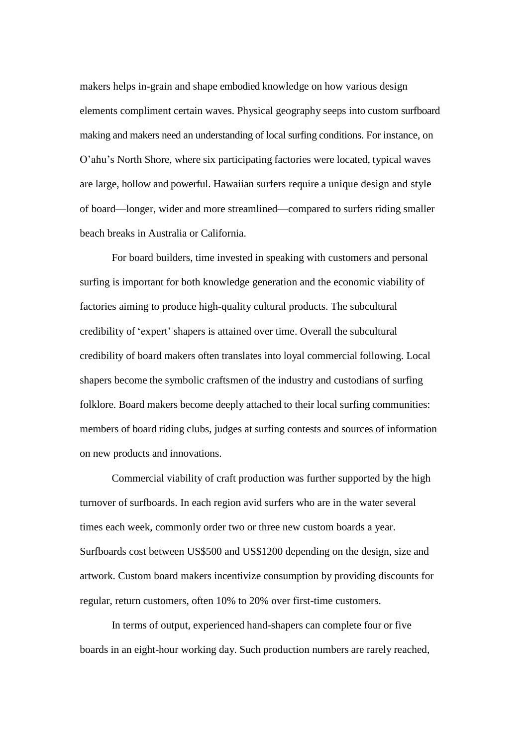makers helps in-grain and shape embodied knowledge on how various design elements compliment certain waves. Physical geography seeps into custom surfboard making and makers need an understanding of local surfing conditions. For instance, on O'ahu's North Shore, where six participating factories were located, typical waves are large, hollow and powerful. Hawaiian surfers require a unique design and style of board—longer, wider and more streamlined—compared to surfers riding smaller beach breaks in Australia or California.

For board builders, time invested in speaking with customers and personal surfing is important for both knowledge generation and the economic viability of factories aiming to produce high-quality cultural products. The subcultural credibility of 'expert' shapers is attained over time. Overall the subcultural credibility of board makers often translates into loyal commercial following. Local shapers become the symbolic craftsmen of the industry and custodians of surfing folklore. Board makers become deeply attached to their local surfing communities: members of board riding clubs, judges at surfing contests and sources of information on new products and innovations.

Commercial viability of craft production was further supported by the high turnover of surfboards. In each region avid surfers who are in the water several times each week, commonly order two or three new custom boards a year. Surfboards cost between US$500 and US$1200 depending on the design, size and artwork. Custom board makers incentivize consumption by providing discounts for regular, return customers, often 10% to 20% over first-time customers.

In terms of output, experienced hand-shapers can complete four or five boards in an eight-hour working day. Such production numbers are rarely reached,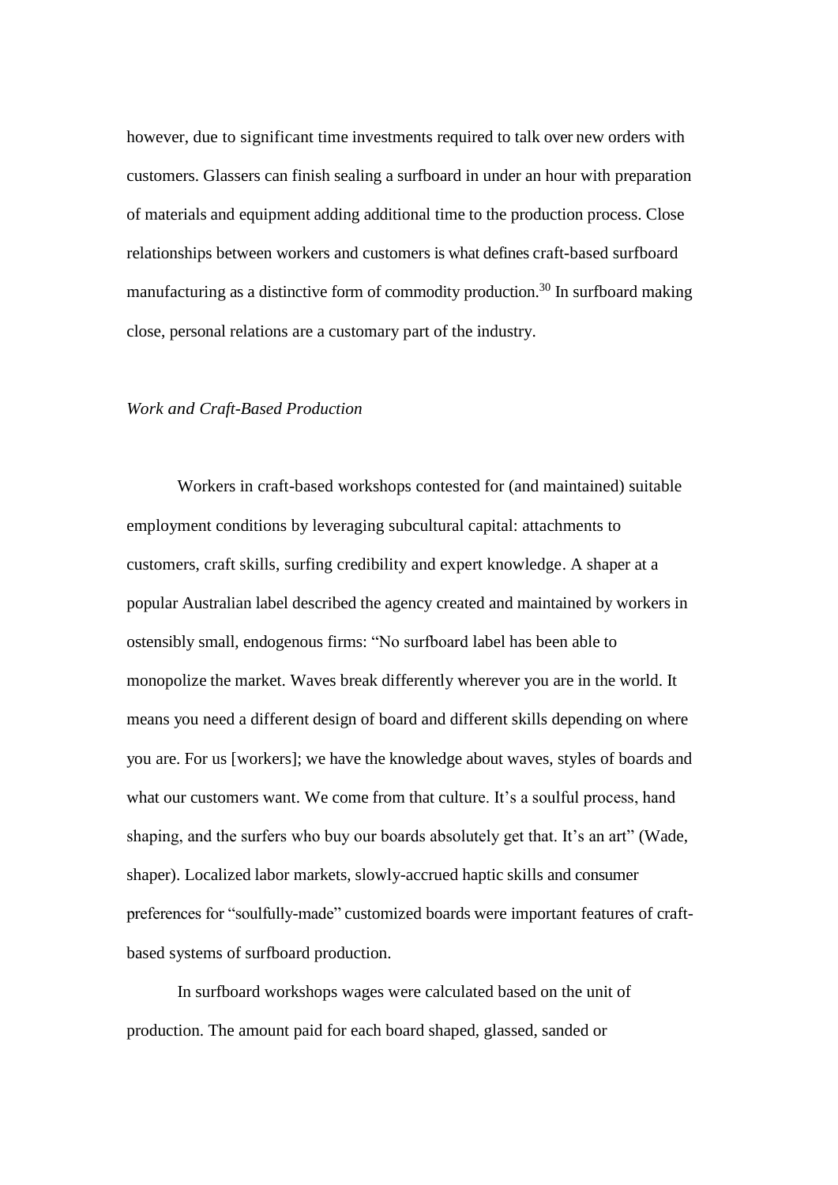however, due to significant time investments required to talk over new orders with customers. Glassers can finish sealing a surfboard in under an hour with preparation of materials and equipment adding additional time to the production process. Close relationships between workers and customers is what defines craft-based surfboard manufacturing as a distinctive form of commodity production.[30] In surfboard making close, personal relations are a customary part of the industry.

### *Work and Craft-Based Production*

Workers in craft-based workshops contested for (and maintained) suitable employment conditions by leveraging subcultural capital: attachments to customers, craft skills, surfing credibility and expert knowledge. A shaper at a popular Australian label described the agency created and maintained by workers in ostensibly small, endogenous firms: "No surfboard label has been able to monopolize the market. Waves break differently wherever you are in the world. It means you need a different design of board and different skills depending on where you are. For us [workers]; we have the knowledge about waves, styles of boards and what our customers want. We come from that culture. It's a soulful process, hand shaping, and the surfers who buy our boards absolutely get that. It's an art" (Wade, shaper). Localized labor markets, slowly-accrued haptic skills and consumer preferences for "soulfully-made" customized boards were important features of craft-based systems of surfboard production.

In surfboard workshops wages were calculated based on the unit of production. The amount paid for each board shaped, glassed, sanded or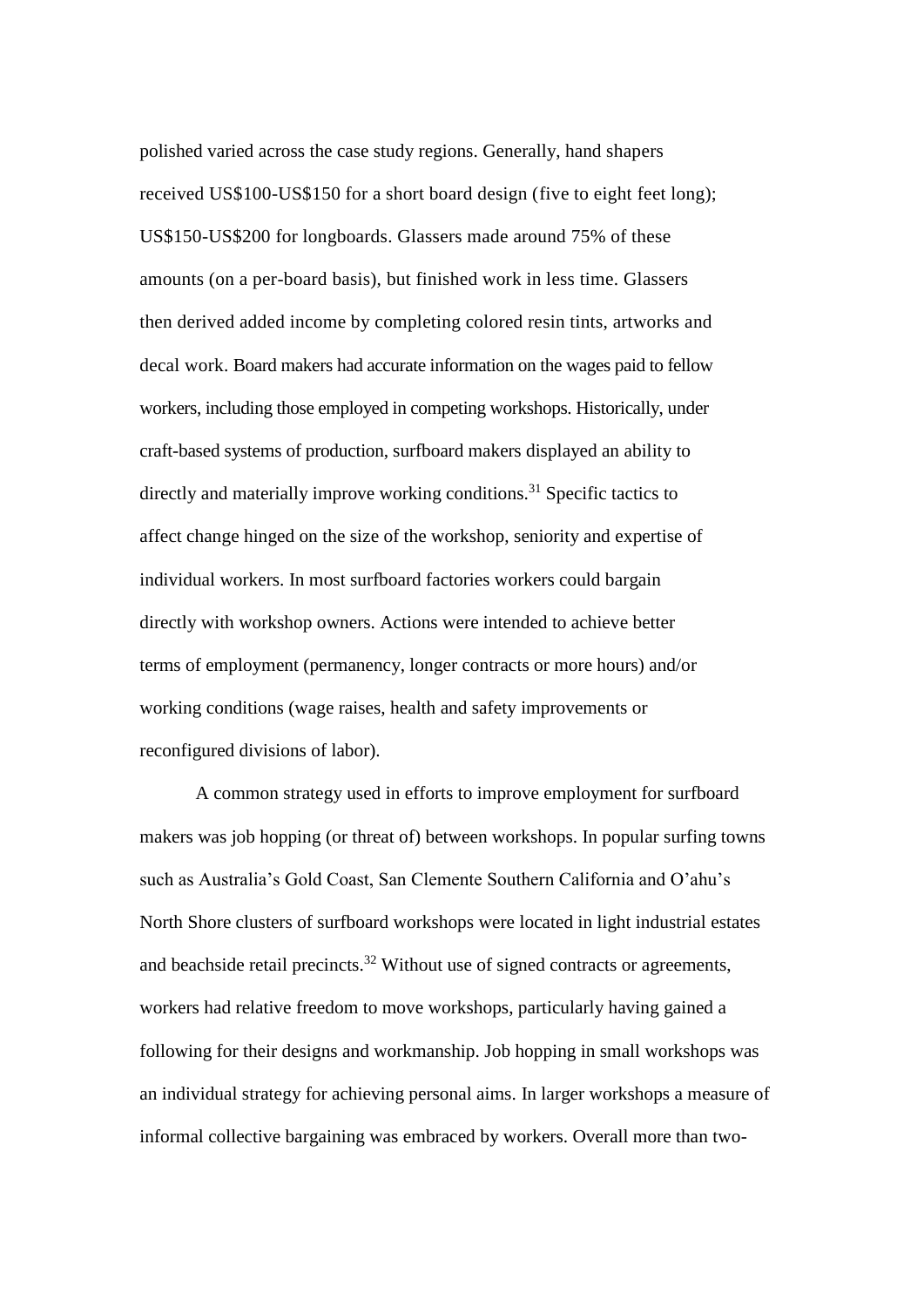polished varied across the case study regions. Generally, hand shapers received US$100-US$150 for a short board design (five to eight feet long); US$150-US$200 for longboards. Glassers made around 75% of these amounts (on a per-board basis), but finished work in less time. Glassers then derived added income by completing colored resin tints, artworks and decal work. Board makers had accurate information on the wages paid to fellow workers, including those employed in competing workshops. Historically, under craft-based systems of production, surfboard makers displayed an ability to directly and materially improve working conditions.[31] Specific tactics to affect change hinged on the size of the workshop, seniority and expertise of individual workers. In most surfboard factories workers could bargain directly with workshop owners. Actions were intended to achieve better terms of employment (permanency, longer contracts or more hours) and/or working conditions (wage raises, health and safety improvements or reconfigured divisions of labor).

A common strategy used in efforts to improve employment for surfboard makers was job hopping (or threat of) between workshops. In popular surfing towns such as Australia's Gold Coast, San Clemente Southern California and O'ahu's North Shore clusters of surfboard workshops were located in light industrial estates and beachside retail precincts.[32] Without use of signed contracts or agreements, workers had relative freedom to move workshops, particularly having gained a following for their designs and workmanship. Job hopping in small workshops was an individual strategy for achieving personal aims. In larger workshops a measure of informal collective bargaining was embraced by workers. Overall more than two-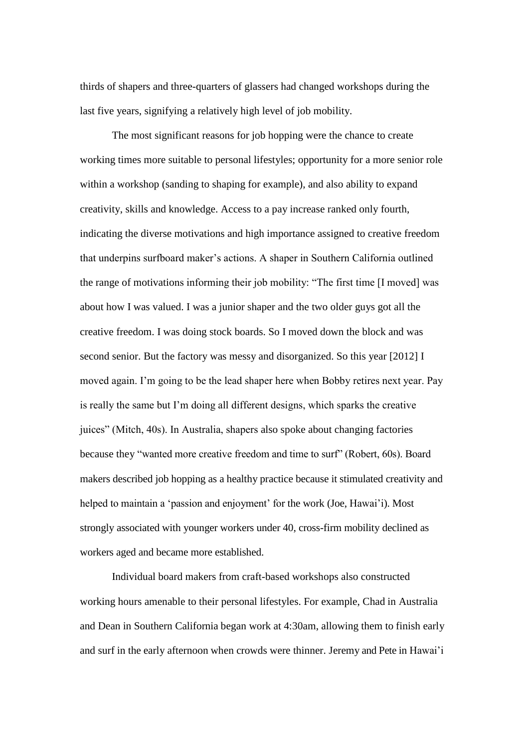thirds of shapers and three-quarters of glassers had changed workshops during the last five years, signifying a relatively high level of job mobility.

The most significant reasons for job hopping were the chance to create working times more suitable to personal lifestyles; opportunity for a more senior role within a workshop (sanding to shaping for example), and also ability to expand creativity, skills and knowledge. Access to a pay increase ranked only fourth, indicating the diverse motivations and high importance assigned to creative freedom that underpins surfboard maker's actions. A shaper in Southern California outlined the range of motivations informing their job mobility: "The first time [I moved] was about how I was valued. I was a junior shaper and the two older guys got all the creative freedom. I was doing stock boards. So I moved down the block and was second senior. But the factory was messy and disorganized. So this year [2012] I moved again. I'm going to be the lead shaper here when Bobby retires next year. Pay is really the same but I'm doing all different designs, which sparks the creative juices" (Mitch, 40s). In Australia, shapers also spoke about changing factories because they "wanted more creative freedom and time to surf" (Robert, 60s). Board makers described job hopping as a healthy practice because it stimulated creativity and helped to maintain a 'passion and enjoyment' for the work (Joe, Hawai'i). Most strongly associated with younger workers under 40, cross-firm mobility declined as workers aged and became more established.

Individual board makers from craft-based workshops also constructed working hours amenable to their personal lifestyles. For example, Chad in Australia and Dean in Southern California began work at 4:30am, allowing them to finish early and surf in the early afternoon when crowds were thinner. Jeremy and Pete in Hawai'i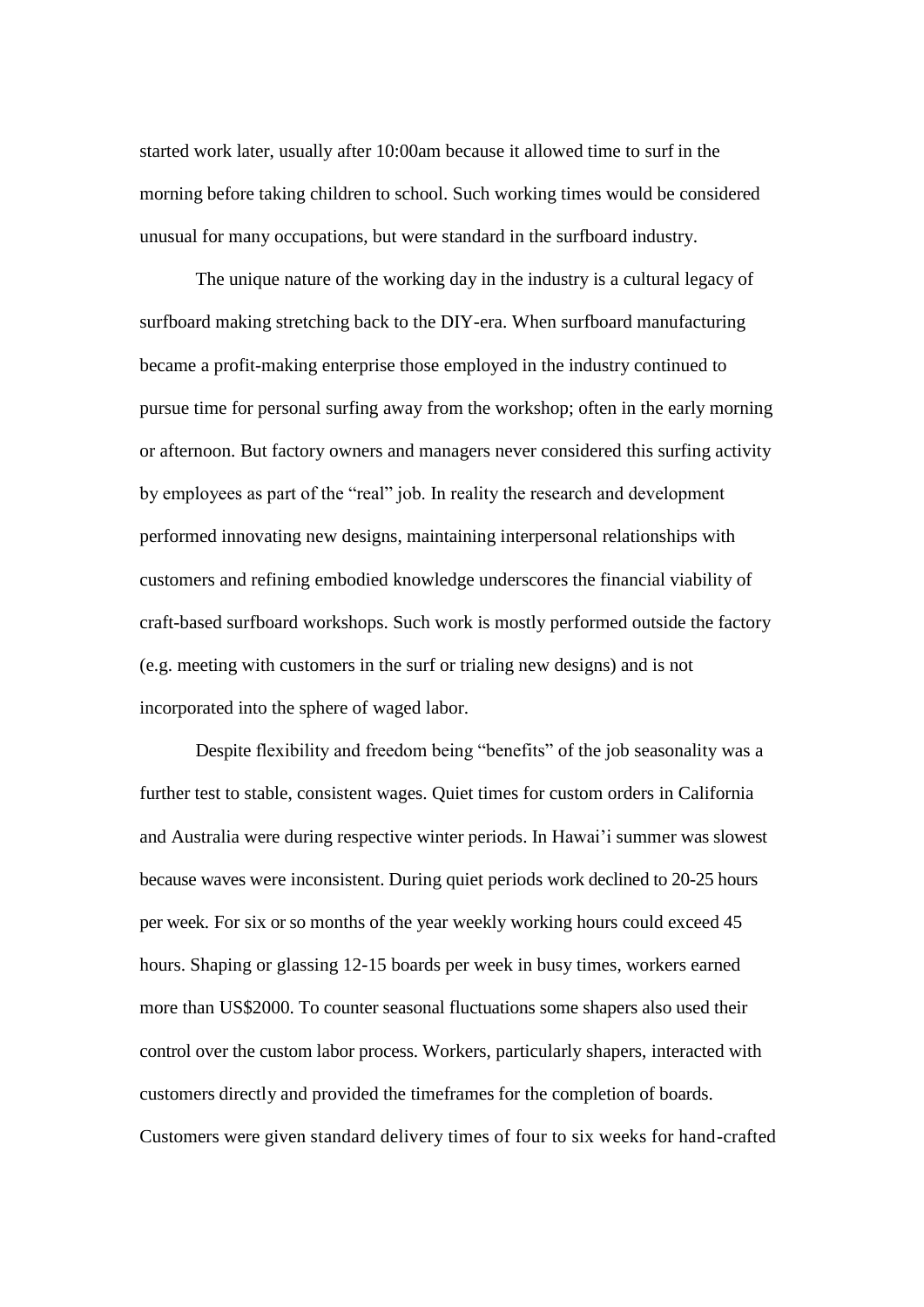started work later, usually after 10:00am because it allowed time to surf in the morning before taking children to school. Such working times would be considered unusual for many occupations, but were standard in the surfboard industry.

The unique nature of the working day in the industry is a cultural legacy of surfboard making stretching back to the DIY-era. When surfboard manufacturing became a profit-making enterprise those employed in the industry continued to pursue time for personal surfing away from the workshop; often in the early morning or afternoon. But factory owners and managers never considered this surfing activity by employees as part of the "real" job. In reality the research and development performed innovating new designs, maintaining interpersonal relationships with customers and refining embodied knowledge underscores the financial viability of craft-based surfboard workshops. Such work is mostly performed outside the factory (e.g. meeting with customers in the surf or trialing new designs) and is not incorporated into the sphere of waged labor.

Despite flexibility and freedom being "benefits" of the job seasonality was a further test to stable, consistent wages. Quiet times for custom orders in California and Australia were during respective winter periods. In Hawai'i summer was slowest because waves were inconsistent. During quiet periods work declined to 20-25 hours per week. For six or so months of the year weekly working hours could exceed 45 hours. Shaping or glassing 12-15 boards per week in busy times, workers earned more than US$2000. To counter seasonal fluctuations some shapers also used their control over the custom labor process. Workers, particularly shapers, interacted with customers directly and provided the timeframes for the completion of boards. Customers were given standard delivery times of four to six weeks for hand-crafted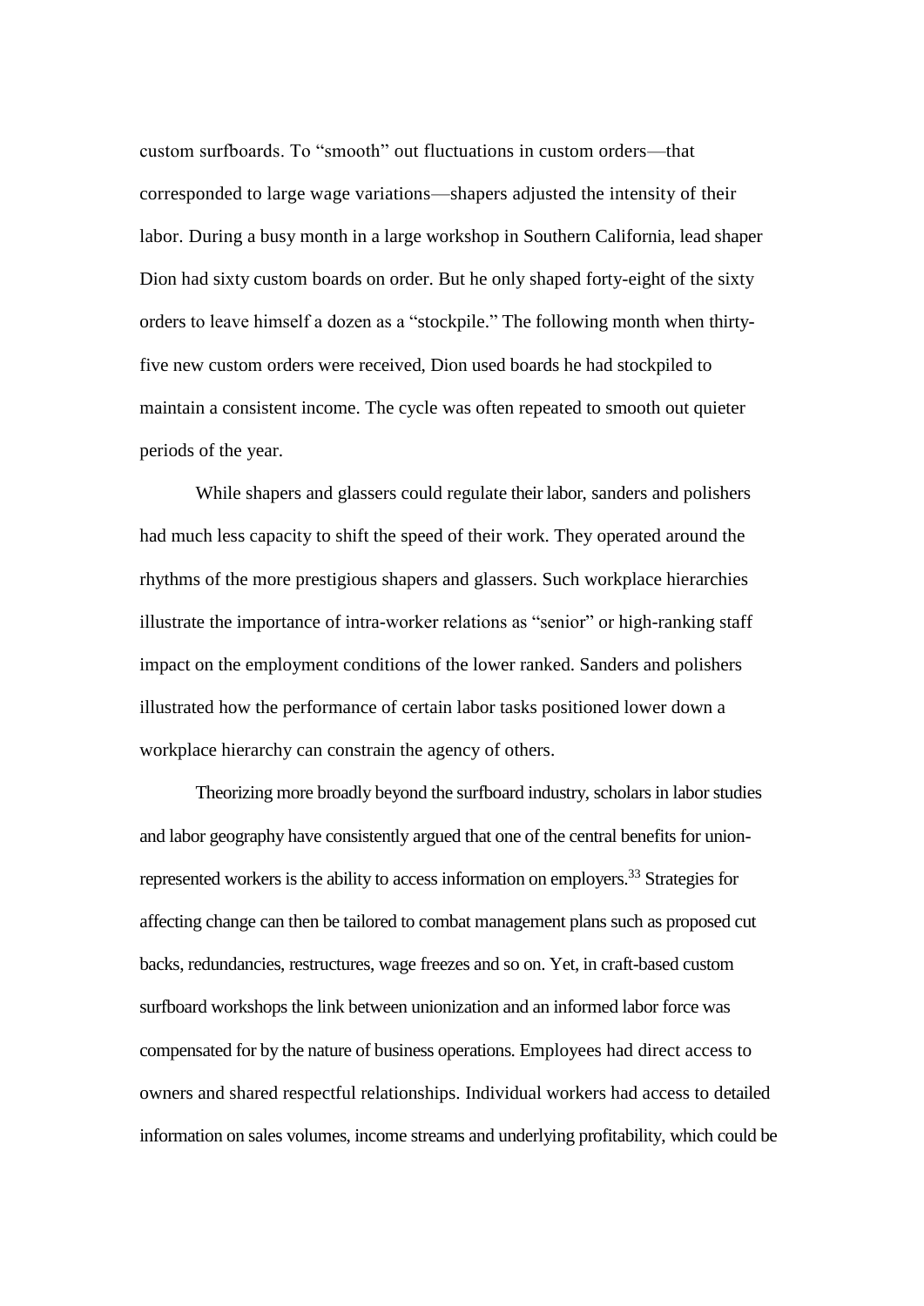custom surfboards. To "smooth" out fluctuations in custom orders—that corresponded to large wage variations—shapers adjusted the intensity of their labor. During a busy month in a large workshop in Southern California, lead shaper Dion had sixty custom boards on order. But he only shaped forty-eight of the sixty orders to leave himself a dozen as a "stockpile." The following month when thirty-five new custom orders were received, Dion used boards he had stockpiled to maintain a consistent income. The cycle was often repeated to smooth out quieter periods of the year.

While shapers and glassers could regulate their labor, sanders and polishers had much less capacity to shift the speed of their work. They operated around the rhythms of the more prestigious shapers and glassers. Such workplace hierarchies illustrate the importance of intra-worker relations as "senior" or high-ranking staff impact on the employment conditions of the lower ranked. Sanders and polishers illustrated how the performance of certain labor tasks positioned lower down a workplace hierarchy can constrain the agency of others.

Theorizing more broadly beyond the surfboard industry, scholars in labor studies and labor geography have consistently argued that one of the central benefits for union-represented workers is the ability to access information on employers.[33] Strategies for affecting change can then be tailored to combat management plans such as proposed cut backs, redundancies, restructures, wage freezes and so on. Yet, in craft-based custom surfboard workshops the link between unionization and an informed labor force was compensated for by the nature of business operations. Employees had direct access to owners and shared respectful relationships. Individual workers had access to detailed information on sales volumes, income streams and underlying profitability, which could be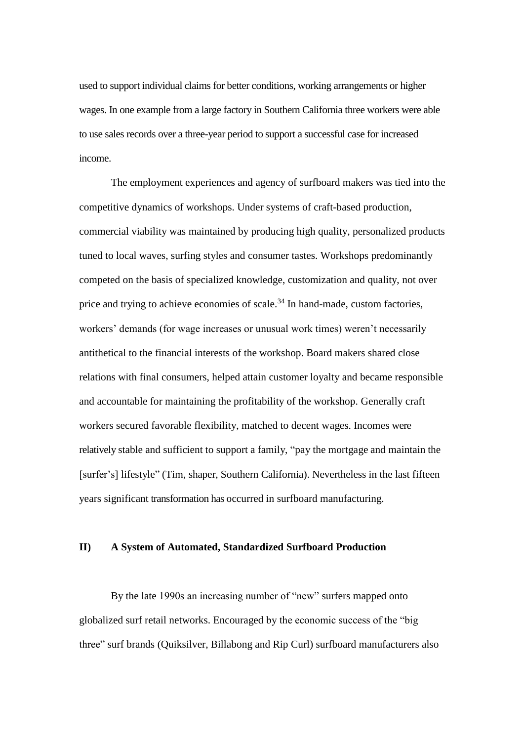used to support individual claims for better conditions, working arrangements or higher wages. In one example from a large factory in Southern California three workers were able to use sales records over a three-year period to support a successful case for increased income.

The employment experiences and agency of surfboard makers was tied into the competitive dynamics of workshops. Under systems of craft-based production, commercial viability was maintained by producing high quality, personalized products tuned to local waves, surfing styles and consumer tastes. Workshops predominantly competed on the basis of specialized knowledge, customization and quality, not over price and trying to achieve economies of scale.[34] In hand-made, custom factories, workers' demands (for wage increases or unusual work times) weren't necessarily antithetical to the financial interests of the workshop. Board makers shared close relations with final consumers, helped attain customer loyalty and became responsible and accountable for maintaining the profitability of the workshop. Generally craft workers secured favorable flexibility, matched to decent wages. Incomes were relatively stable and sufficient to support a family, "pay the mortgage and maintain the [surfer's] lifestyle" (Tim, shaper, Southern California). Nevertheless in the last fifteen years significant transformation has occurred in surfboard manufacturing.

## II) A System of Automated, Standardized Surfboard Production

By the late 1990s an increasing number of "new" surfers mapped onto globalized surf retail networks. Encouraged by the economic success of the "big three" surf brands (Quiksilver, Billabong and Rip Curl) surfboard manufacturers also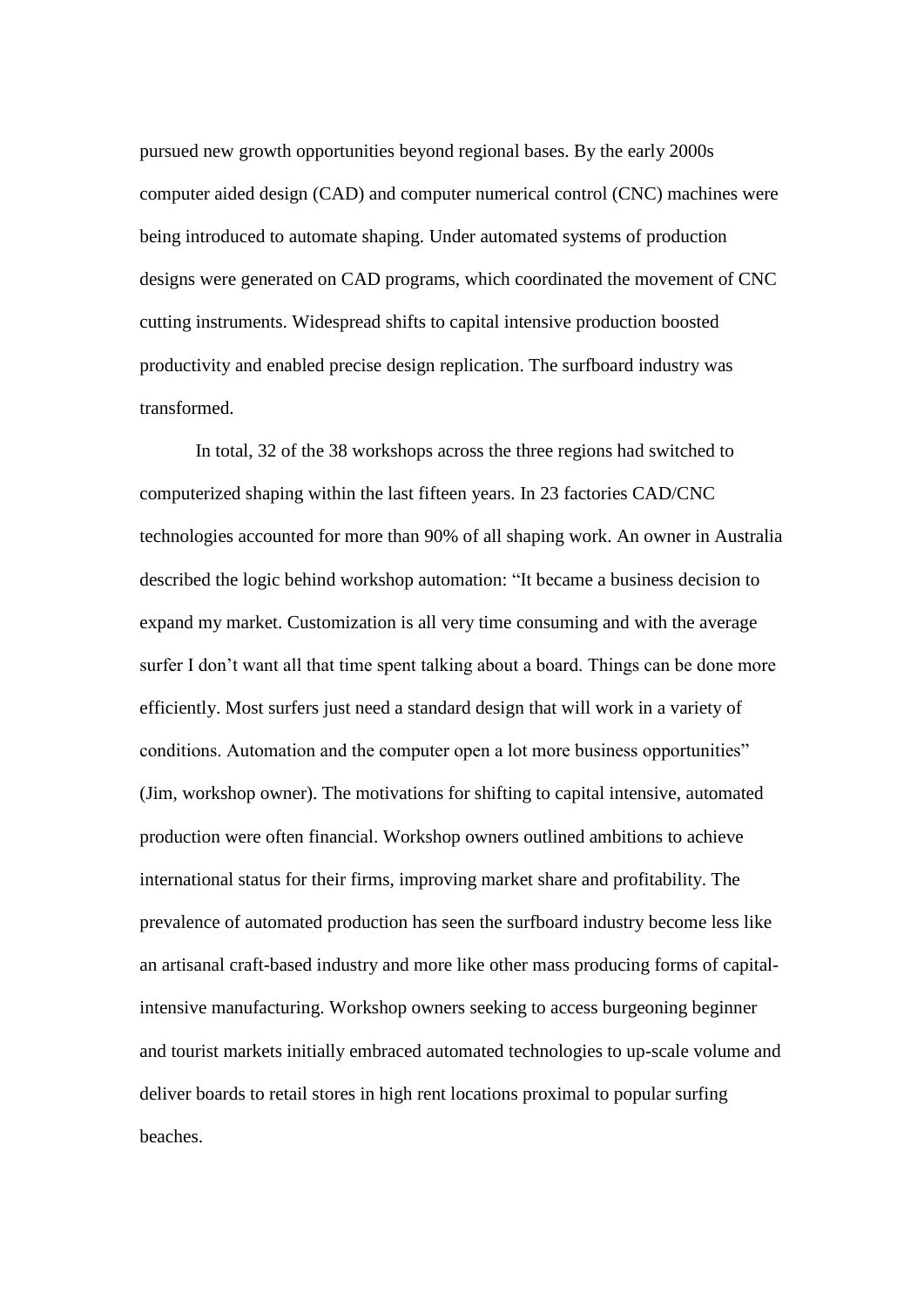pursued new growth opportunities beyond regional bases. By the early 2000s computer aided design (CAD) and computer numerical control (CNC) machines were being introduced to automate shaping. Under automated systems of production designs were generated on CAD programs, which coordinated the movement of CNC cutting instruments. Widespread shifts to capital intensive production boosted productivity and enabled precise design replication. The surfboard industry was transformed.

In total, 32 of the 38 workshops across the three regions had switched to computerized shaping within the last fifteen years. In 23 factories CAD/CNC technologies accounted for more than 90% of all shaping work. An owner in Australia described the logic behind workshop automation: "It became a business decision to expand my market. Customization is all very time consuming and with the average surfer I don't want all that time spent talking about a board. Things can be done more efficiently. Most surfers just need a standard design that will work in a variety of conditions. Automation and the computer open a lot more business opportunities" (Jim, workshop owner). The motivations for shifting to capital intensive, automated production were often financial. Workshop owners outlined ambitions to achieve international status for their firms, improving market share and profitability. The prevalence of automated production has seen the surfboard industry become less like an artisanal craft-based industry and more like other mass producing forms of capital-intensive manufacturing. Workshop owners seeking to access burgeoning beginner and tourist markets initially embraced automated technologies to up-scale volume and deliver boards to retail stores in high rent locations proximal to popular surfing beaches.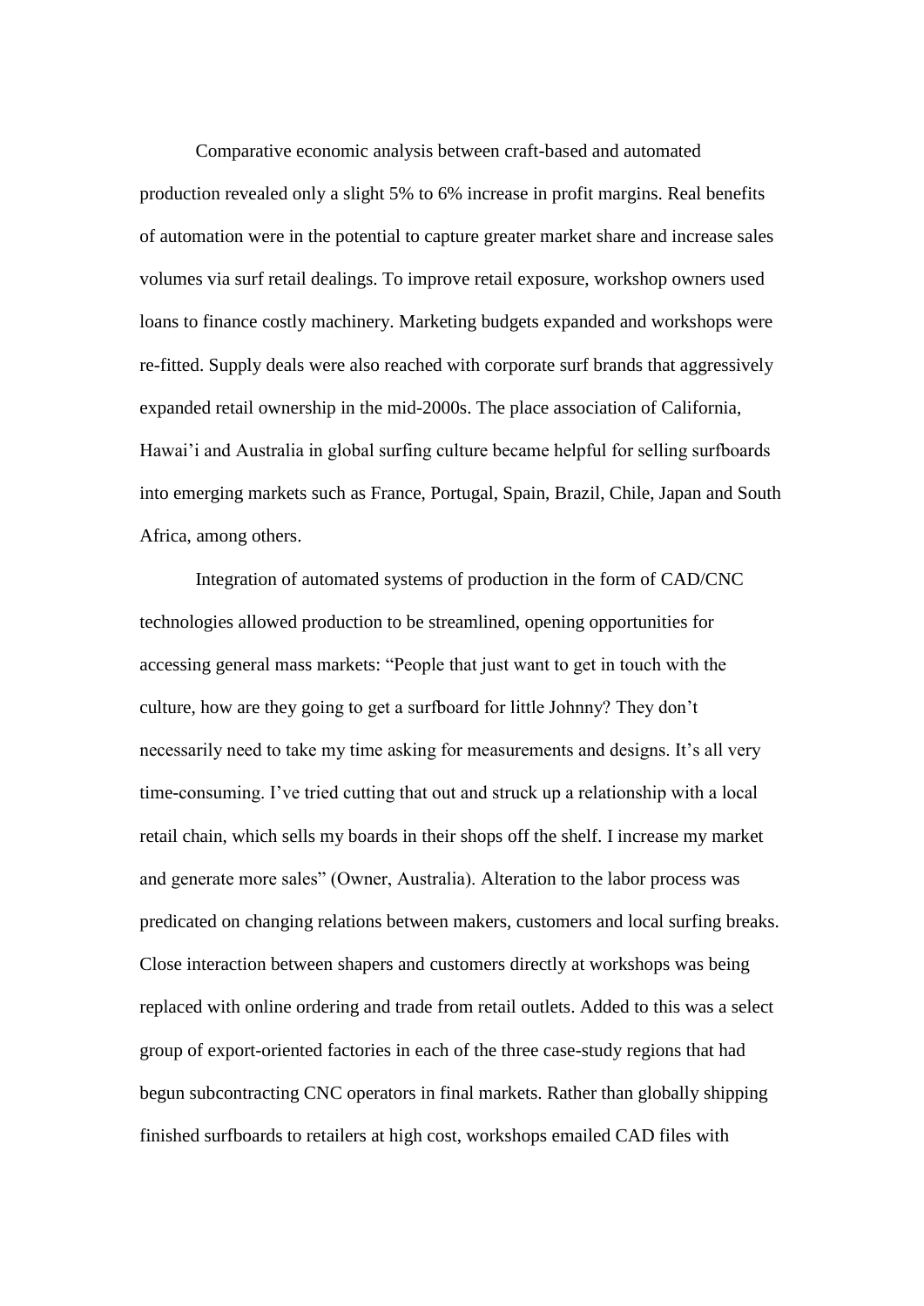Comparative economic analysis between craft-based and automated production revealed only a slight 5% to 6% increase in profit margins. Real benefits of automation were in the potential to capture greater market share and increase sales volumes via surf retail dealings. To improve retail exposure, workshop owners used loans to finance costly machinery. Marketing budgets expanded and workshops were re-fitted. Supply deals were also reached with corporate surf brands that aggressively expanded retail ownership in the mid-2000s. The place association of California, Hawai'i and Australia in global surfing culture became helpful for selling surfboards into emerging markets such as France, Portugal, Spain, Brazil, Chile, Japan and South Africa, among others.

Integration of automated systems of production in the form of CAD/CNC technologies allowed production to be streamlined, opening opportunities for accessing general mass markets: "People that just want to get in touch with the culture, how are they going to get a surfboard for little Johnny? They don't necessarily need to take my time asking for measurements and designs. It's all very time-consuming. I've tried cutting that out and struck up a relationship with a local retail chain, which sells my boards in their shops off the shelf. I increase my market and generate more sales" (Owner, Australia). Alteration to the labor process was predicated on changing relations between makers, customers and local surfing breaks. Close interaction between shapers and customers directly at workshops was being replaced with online ordering and trade from retail outlets. Added to this was a select group of export-oriented factories in each of the three case-study regions that had begun subcontracting CNC operators in final markets. Rather than globally shipping finished surfboards to retailers at high cost, workshops emailed CAD files with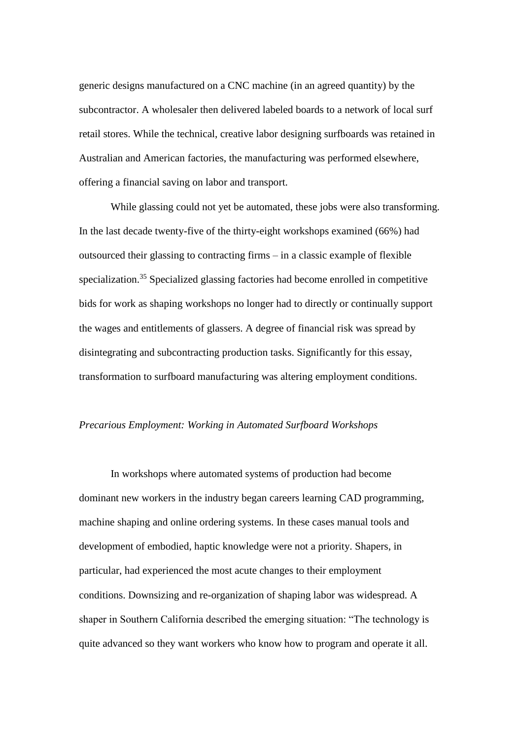generic designs manufactured on a CNC machine (in an agreed quantity) by the subcontractor. A wholesaler then delivered labeled boards to a network of local surf retail stores. While the technical, creative labor designing surfboards was retained in Australian and American factories, the manufacturing was performed elsewhere, offering a financial saving on labor and transport.

While glassing could not yet be automated, these jobs were also transforming. In the last decade twenty-five of the thirty-eight workshops examined (66%) had outsourced their glassing to contracting firms – in a classic example of flexible specialization.[35] Specialized glassing factories had become enrolled in competitive bids for work as shaping workshops no longer had to directly or continually support the wages and entitlements of glassers. A degree of financial risk was spread by disintegrating and subcontracting production tasks. Significantly for this essay, transformation to surfboard manufacturing was altering employment conditions.

*Precarious Employment: Working in Automated Surfboard Workshops*

In workshops where automated systems of production had become dominant new workers in the industry began careers learning CAD programming, machine shaping and online ordering systems. In these cases manual tools and development of embodied, haptic knowledge were not a priority. Shapers, in particular, had experienced the most acute changes to their employment conditions. Downsizing and re-organization of shaping labor was widespread. A shaper in Southern California described the emerging situation: "The technology is quite advanced so they want workers who know how to program and operate it all.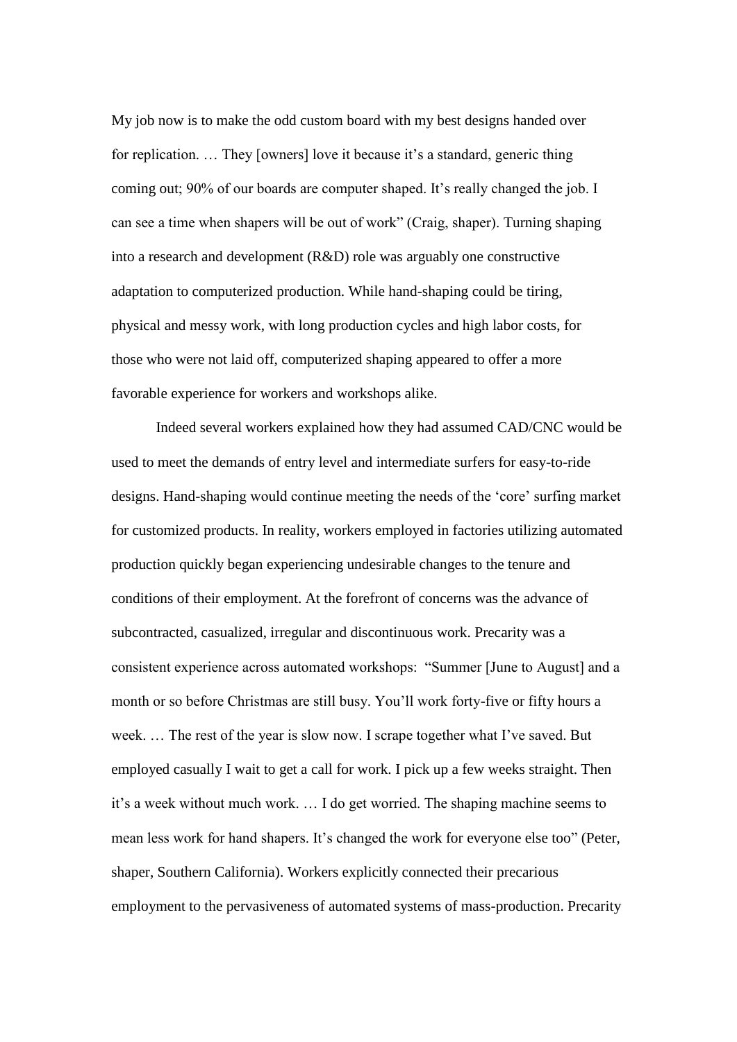My job now is to make the odd custom board with my best designs handed over for replication. … They [owners] love it because it's a standard, generic thing coming out; 90% of our boards are computer shaped. It's really changed the job. I can see a time when shapers will be out of work" (Craig, shaper). Turning shaping into a research and development (R&D) role was arguably one constructive adaptation to computerized production. While hand-shaping could be tiring, physical and messy work, with long production cycles and high labor costs, for those who were not laid off, computerized shaping appeared to offer a more favorable experience for workers and workshops alike.

Indeed several workers explained how they had assumed CAD/CNC would be used to meet the demands of entry level and intermediate surfers for easy-to-ride designs. Hand-shaping would continue meeting the needs of the 'core' surfing market for customized products. In reality, workers employed in factories utilizing automated production quickly began experiencing undesirable changes to the tenure and conditions of their employment. At the forefront of concerns was the advance of subcontracted, casualized, irregular and discontinuous work. Precarity was a consistent experience across automated workshops: "Summer [June to August] and a month or so before Christmas are still busy. You'll work forty-five or fifty hours a week. … The rest of the year is slow now. I scrape together what I've saved. But employed casually I wait to get a call for work. I pick up a few weeks straight. Then it's a week without much work. … I do get worried. The shaping machine seems to mean less work for hand shapers. It's changed the work for everyone else too" (Peter, shaper, Southern California). Workers explicitly connected their precarious employment to the pervasiveness of automated systems of mass-production. Precarity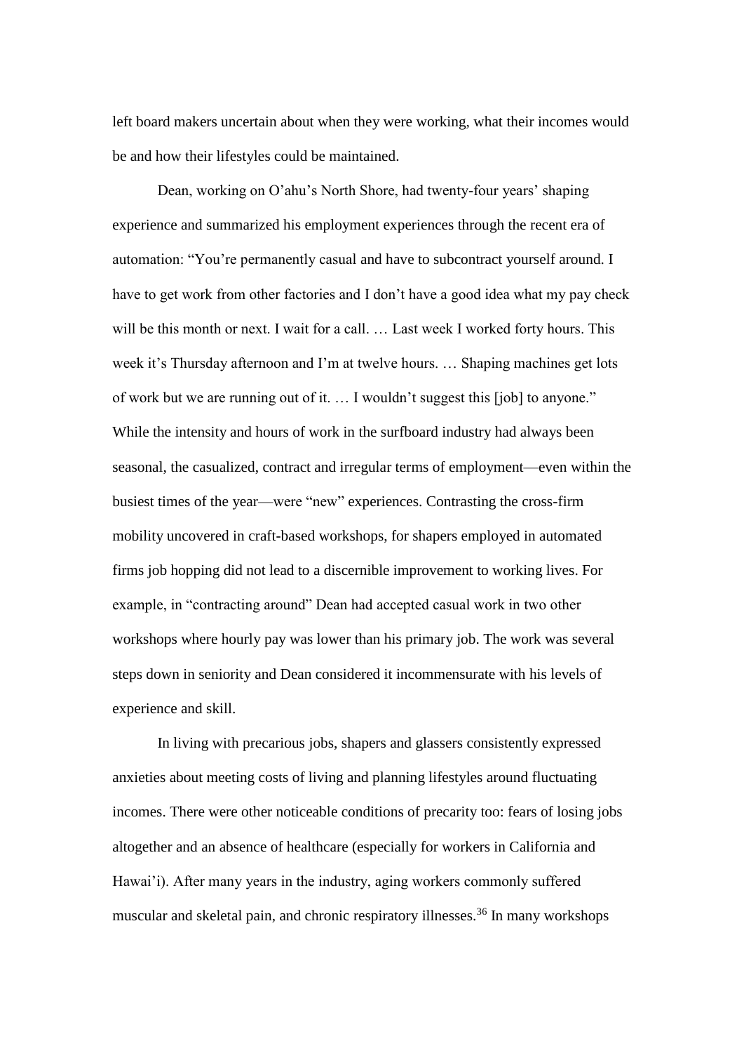left board makers uncertain about when they were working, what their incomes would be and how their lifestyles could be maintained.

Dean, working on O'ahu's North Shore, had twenty-four years' shaping experience and summarized his employment experiences through the recent era of automation: "You're permanently casual and have to subcontract yourself around. I have to get work from other factories and I don't have a good idea what my pay check will be this month or next. I wait for a call. … Last week I worked forty hours. This week it's Thursday afternoon and I'm at twelve hours. … Shaping machines get lots of work but we are running out of it. … I wouldn't suggest this [job] to anyone." While the intensity and hours of work in the surfboard industry had always been seasonal, the casualized, contract and irregular terms of employment—even within the busiest times of the year—were "new" experiences. Contrasting the cross-firm mobility uncovered in craft-based workshops, for shapers employed in automated firms job hopping did not lead to a discernible improvement to working lives. For example, in "contracting around" Dean had accepted casual work in two other workshops where hourly pay was lower than his primary job. The work was several steps down in seniority and Dean considered it incommensurate with his levels of experience and skill.

In living with precarious jobs, shapers and glassers consistently expressed anxieties about meeting costs of living and planning lifestyles around fluctuating incomes. There were other noticeable conditions of precarity too: fears of losing jobs altogether and an absence of healthcare (especially for workers in California and Hawai'i). After many years in the industry, aging workers commonly suffered muscular and skeletal pain, and chronic respiratory illnesses.[36] In many workshops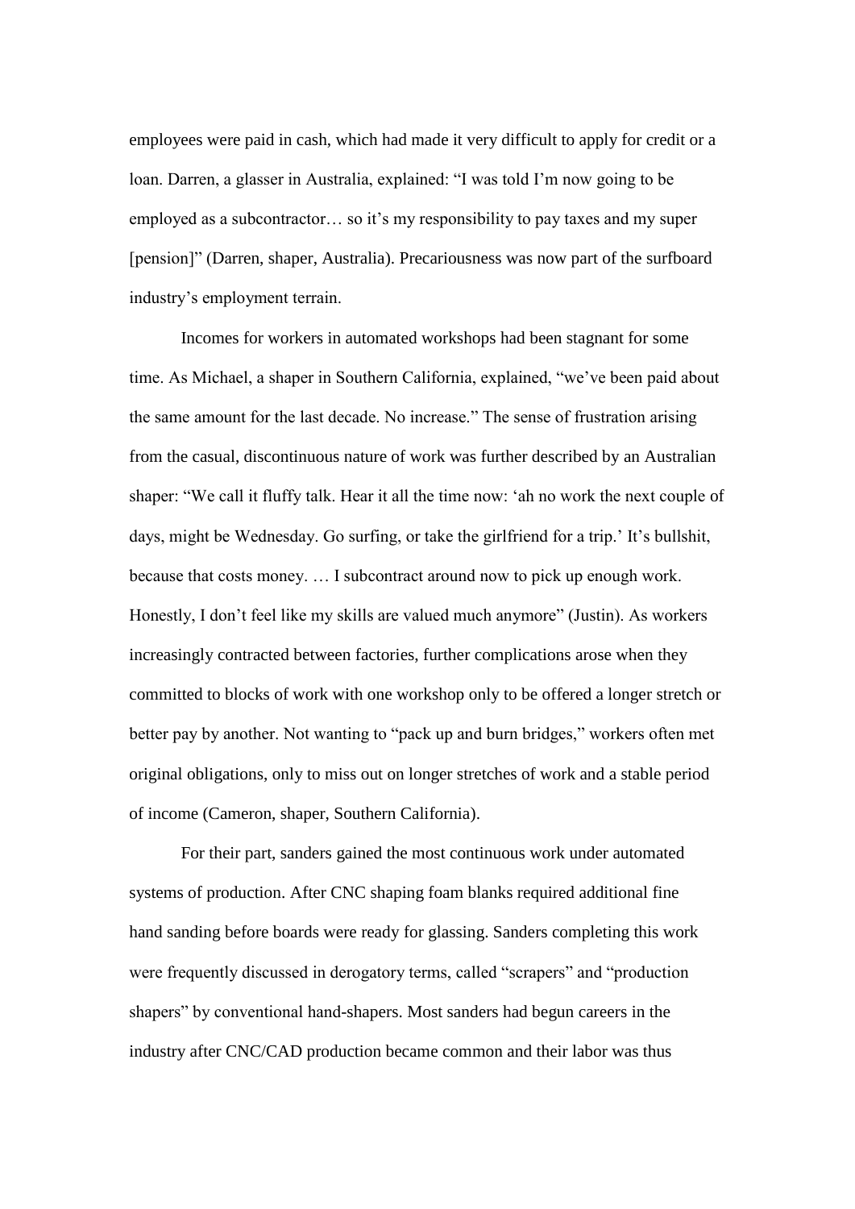employees were paid in cash, which had made it very difficult to apply for credit or a loan. Darren, a glasser in Australia, explained: "I was told I'm now going to be employed as a subcontractor… so it's my responsibility to pay taxes and my super [pension]" (Darren, shaper, Australia). Precariousness was now part of the surfboard industry's employment terrain.

Incomes for workers in automated workshops had been stagnant for some time. As Michael, a shaper in Southern California, explained, "we've been paid about the same amount for the last decade. No increase." The sense of frustration arising from the casual, discontinuous nature of work was further described by an Australian shaper: "We call it fluffy talk. Hear it all the time now: 'ah no work the next couple of days, might be Wednesday. Go surfing, or take the girlfriend for a trip.' It's bullshit, because that costs money. … I subcontract around now to pick up enough work. Honestly, I don't feel like my skills are valued much anymore" (Justin). As workers increasingly contracted between factories, further complications arose when they committed to blocks of work with one workshop only to be offered a longer stretch or better pay by another. Not wanting to "pack up and burn bridges," workers often met original obligations, only to miss out on longer stretches of work and a stable period of income (Cameron, shaper, Southern California).

For their part, sanders gained the most continuous work under automated systems of production. After CNC shaping foam blanks required additional fine hand sanding before boards were ready for glassing. Sanders completing this work were frequently discussed in derogatory terms, called "scrapers" and "production shapers" by conventional hand-shapers. Most sanders had begun careers in the industry after CNC/CAD production became common and their labor was thus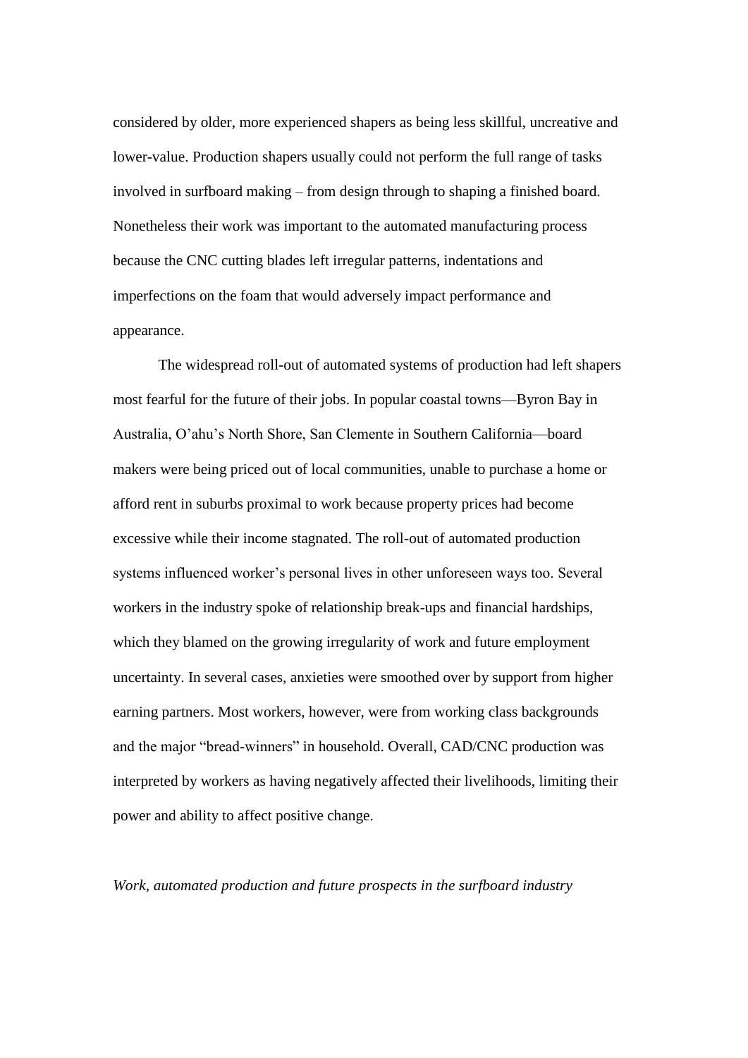considered by older, more experienced shapers as being less skillful, uncreative and lower-value. Production shapers usually could not perform the full range of tasks involved in surfboard making – from design through to shaping a finished board. Nonetheless their work was important to the automated manufacturing process because the CNC cutting blades left irregular patterns, indentations and imperfections on the foam that would adversely impact performance and appearance.

The widespread roll-out of automated systems of production had left shapers most fearful for the future of their jobs. In popular coastal towns—Byron Bay in Australia, O'ahu's North Shore, San Clemente in Southern California—board makers were being priced out of local communities, unable to purchase a home or afford rent in suburbs proximal to work because property prices had become excessive while their income stagnated. The roll-out of automated production systems influenced worker's personal lives in other unforeseen ways too. Several workers in the industry spoke of relationship break-ups and financial hardships, which they blamed on the growing irregularity of work and future employment uncertainty. In several cases, anxieties were smoothed over by support from higher earning partners. Most workers, however, were from working class backgrounds and the major "bread-winners" in household. Overall, CAD/CNC production was interpreted by workers as having negatively affected their livelihoods, limiting their power and ability to affect positive change.

*Work, automated production and future prospects in the surfboard industry*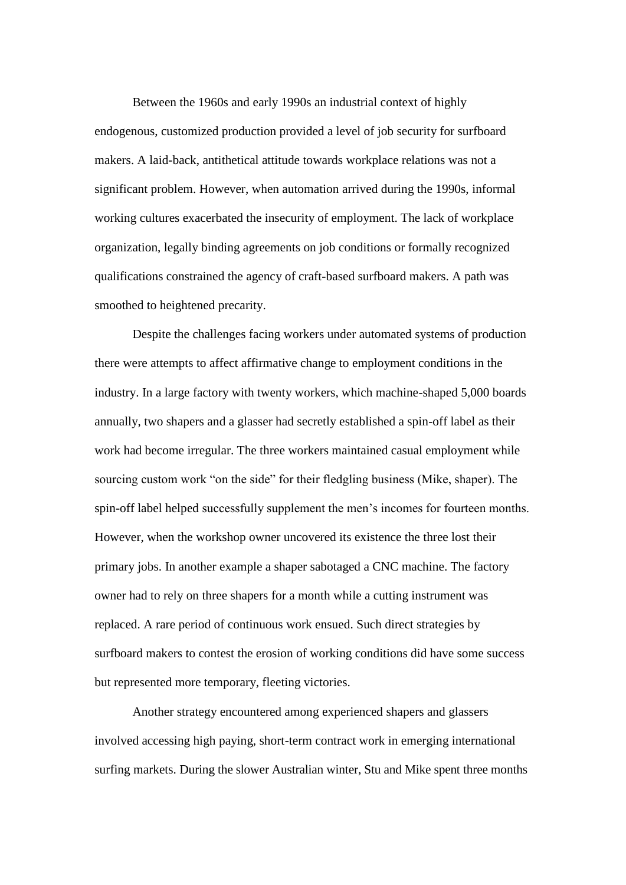Between the 1960s and early 1990s an industrial context of highly endogenous, customized production provided a level of job security for surfboard makers. A laid-back, antithetical attitude towards workplace relations was not a significant problem. However, when automation arrived during the 1990s, informal working cultures exacerbated the insecurity of employment. The lack of workplace organization, legally binding agreements on job conditions or formally recognized qualifications constrained the agency of craft-based surfboard makers. A path was smoothed to heightened precarity.

Despite the challenges facing workers under automated systems of production there were attempts to affect affirmative change to employment conditions in the industry. In a large factory with twenty workers, which machine-shaped 5,000 boards annually, two shapers and a glasser had secretly established a spin-off label as their work had become irregular. The three workers maintained casual employment while sourcing custom work "on the side" for their fledgling business (Mike, shaper). The spin-off label helped successfully supplement the men's incomes for fourteen months. However, when the workshop owner uncovered its existence the three lost their primary jobs. In another example a shaper sabotaged a CNC machine. The factory owner had to rely on three shapers for a month while a cutting instrument was replaced. A rare period of continuous work ensued. Such direct strategies by surfboard makers to contest the erosion of working conditions did have some success but represented more temporary, fleeting victories.

Another strategy encountered among experienced shapers and glassers involved accessing high paying, short-term contract work in emerging international surfing markets. During the slower Australian winter, Stu and Mike spent three months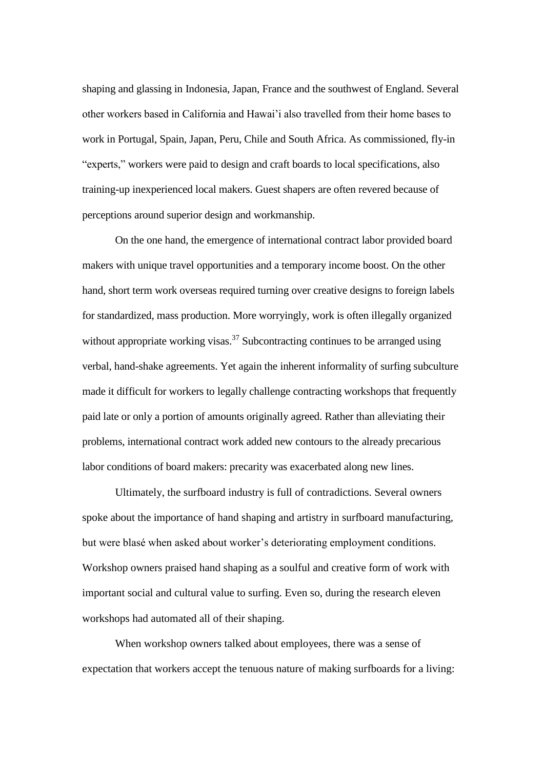shaping and glassing in Indonesia, Japan, France and the southwest of England. Several other workers based in California and Hawai'i also travelled from their home bases to work in Portugal, Spain, Japan, Peru, Chile and South Africa. As commissioned, fly-in "experts," workers were paid to design and craft boards to local specifications, also training-up inexperienced local makers. Guest shapers are often revered because of perceptions around superior design and workmanship.

On the one hand, the emergence of international contract labor provided board makers with unique travel opportunities and a temporary income boost. On the other hand, short term work overseas required turning over creative designs to foreign labels for standardized, mass production. More worryingly, work is often illegally organized without appropriate working visas.[37] Subcontracting continues to be arranged using verbal, hand-shake agreements. Yet again the inherent informality of surfing subculture made it difficult for workers to legally challenge contracting workshops that frequently paid late or only a portion of amounts originally agreed. Rather than alleviating their problems, international contract work added new contours to the already precarious labor conditions of board makers: precarity was exacerbated along new lines.

Ultimately, the surfboard industry is full of contradictions. Several owners spoke about the importance of hand shaping and artistry in surfboard manufacturing, but were blasé when asked about worker's deteriorating employment conditions. Workshop owners praised hand shaping as a soulful and creative form of work with important social and cultural value to surfing. Even so, during the research eleven workshops had automated all of their shaping.

When workshop owners talked about employees, there was a sense of expectation that workers accept the tenuous nature of making surfboards for a living: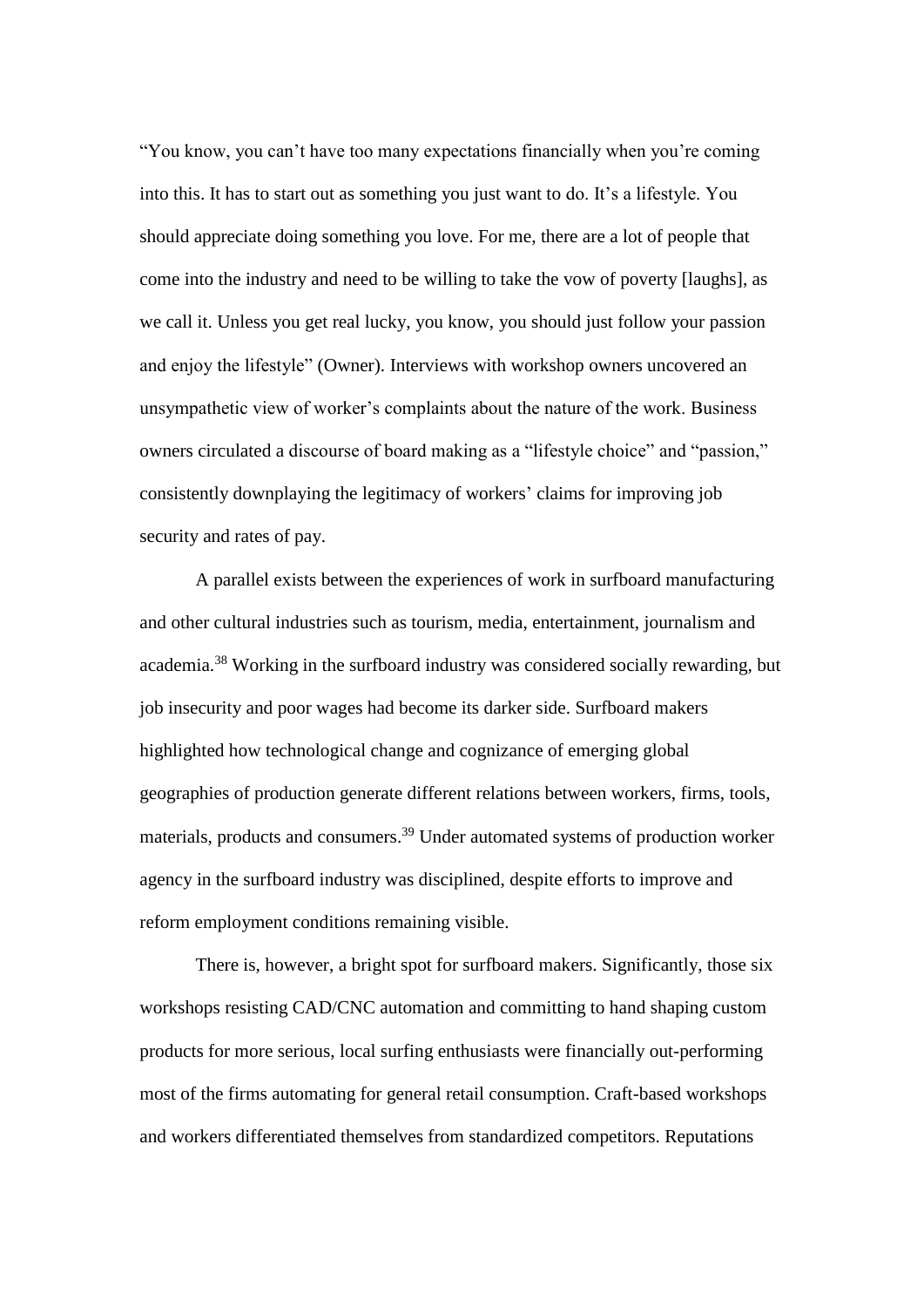"You know, you can't have too many expectations financially when you're coming into this. It has to start out as something you just want to do. It's a lifestyle. You should appreciate doing something you love. For me, there are a lot of people that come into the industry and need to be willing to take the vow of poverty [laughs], as we call it. Unless you get real lucky, you know, you should just follow your passion and enjoy the lifestyle" (Owner). Interviews with workshop owners uncovered an unsympathetic view of worker's complaints about the nature of the work. Business owners circulated a discourse of board making as a "lifestyle choice" and "passion," consistently downplaying the legitimacy of workers' claims for improving job security and rates of pay.

A parallel exists between the experiences of work in surfboard manufacturing and other cultural industries such as tourism, media, entertainment, journalism and academia.[38] Working in the surfboard industry was considered socially rewarding, but job insecurity and poor wages had become its darker side. Surfboard makers highlighted how technological change and cognizance of emerging global geographies of production generate different relations between workers, firms, tools, materials, products and consumers.[39] Under automated systems of production worker agency in the surfboard industry was disciplined, despite efforts to improve and reform employment conditions remaining visible.

There is, however, a bright spot for surfboard makers. Significantly, those six workshops resisting CAD/CNC automation and committing to hand shaping custom products for more serious, local surfing enthusiasts were financially out-performing most of the firms automating for general retail consumption. Craft-based workshops and workers differentiated themselves from standardized competitors. Reputations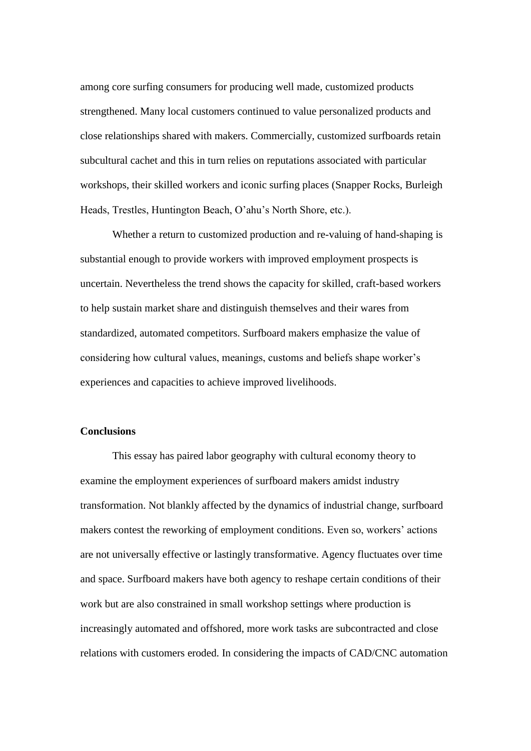among core surfing consumers for producing well made, customized products strengthened. Many local customers continued to value personalized products and close relationships shared with makers. Commercially, customized surfboards retain subcultural cachet and this in turn relies on reputations associated with particular workshops, their skilled workers and iconic surfing places (Snapper Rocks, Burleigh Heads, Trestles, Huntington Beach, O'ahu's North Shore, etc.).

Whether a return to customized production and re-valuing of hand-shaping is substantial enough to provide workers with improved employment prospects is uncertain. Nevertheless the trend shows the capacity for skilled, craft-based workers to help sustain market share and distinguish themselves and their wares from standardized, automated competitors. Surfboard makers emphasize the value of considering how cultural values, meanings, customs and beliefs shape worker's experiences and capacities to achieve improved livelihoods.

**Conclusions**

This essay has paired labor geography with cultural economy theory to examine the employment experiences of surfboard makers amidst industry transformation. Not blankly affected by the dynamics of industrial change, surfboard makers contest the reworking of employment conditions. Even so, workers' actions are not universally effective or lastingly transformative. Agency fluctuates over time and space. Surfboard makers have both agency to reshape certain conditions of their work but are also constrained in small workshop settings where production is increasingly automated and offshored, more work tasks are subcontracted and close relations with customers eroded. In considering the impacts of CAD/CNC automation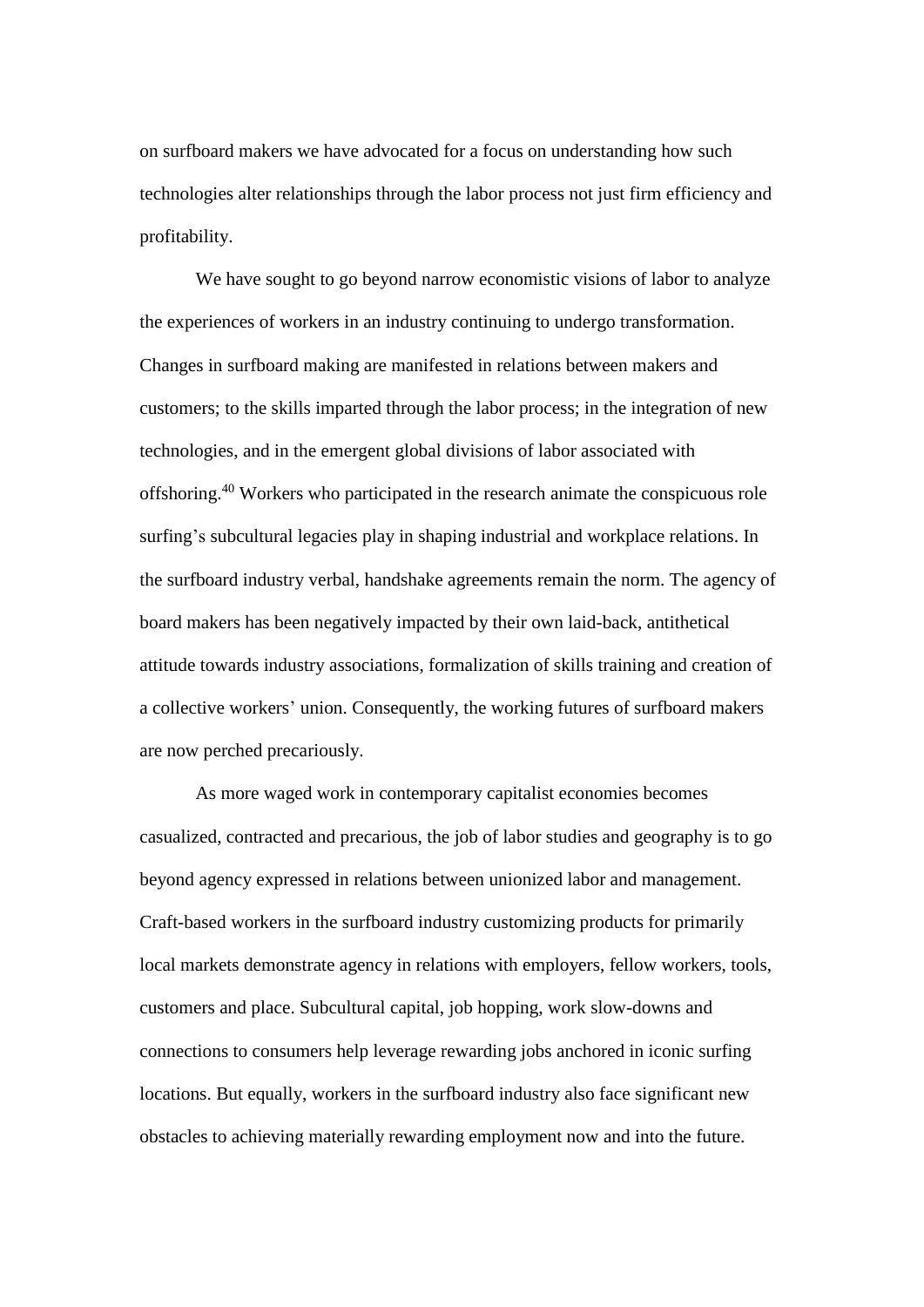on surfboard makers we have advocated for a focus on understanding how such technologies alter relationships through the labor process not just firm efficiency and profitability.

We have sought to go beyond narrow economistic visions of labor to analyze the experiences of workers in an industry continuing to undergo transformation. Changes in surfboard making are manifested in relations between makers and customers; to the skills imparted through the labor process; in the integration of new technologies, and in the emergent global divisions of labor associated with offshoring.[40] Workers who participated in the research animate the conspicuous role surfing's subcultural legacies play in shaping industrial and workplace relations. In the surfboard industry verbal, handshake agreements remain the norm. The agency of board makers has been negatively impacted by their own laid-back, antithetical attitude towards industry associations, formalization of skills training and creation of a collective workers' union. Consequently, the working futures of surfboard makers are now perched precariously.

As more waged work in contemporary capitalist economies becomes casualized, contracted and precarious, the job of labor studies and geography is to go beyond agency expressed in relations between unionized labor and management. Craft-based workers in the surfboard industry customizing products for primarily local markets demonstrate agency in relations with employers, fellow workers, tools, customers and place. Subcultural capital, job hopping, work slow-downs and connections to consumers help leverage rewarding jobs anchored in iconic surfing locations. But equally, workers in the surfboard industry also face significant new obstacles to achieving materially rewarding employment now and into the future.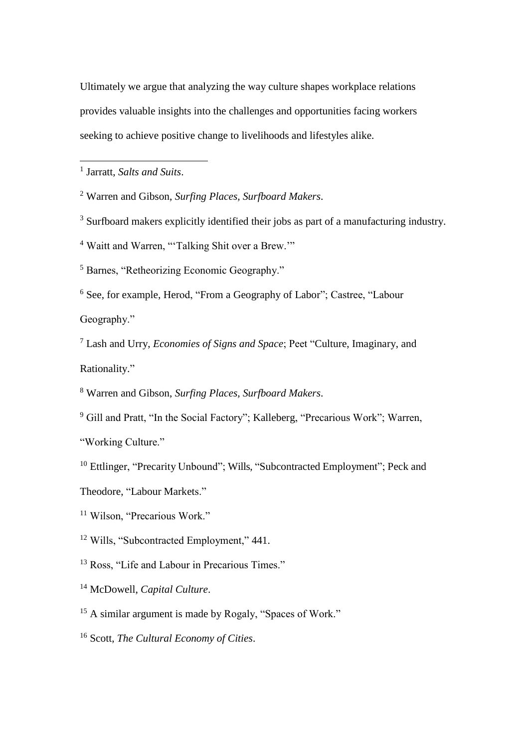Ultimately we argue that analyzing the way culture shapes workplace relations provides valuable insights into the challenges and opportunities facing workers seeking to achieve positive change to livelihoods and lifestyles alike.

---

[1] Jarratt, *Salts and Suits*.

[2] Warren and Gibson, *Surfing Places, Surfboard Makers*.

[3] Surfboard makers explicitly identified their jobs as part of a manufacturing industry.

[4] Waitt and Warren, "'Talking Shit over a Brew.'"

[5] Barnes, "Retheorizing Economic Geography."

[6] See, for example, Herod, "From a Geography of Labor"; Castree, "Labour Geography."

[7] Lash and Urry, *Economies of Signs and Space*; Peet "Culture, Imaginary, and Rationality."

[8] Warren and Gibson, *Surfing Places, Surfboard Makers*.

[9] Gill and Pratt, "In the Social Factory"; Kalleberg, "Precarious Work"; Warren, "Working Culture."

[10] Ettlinger, "Precarity Unbound"; Wills, "Subcontracted Employment"; Peck and Theodore, "Labour Markets."

[11] Wilson, "Precarious Work."

[12] Wills, "Subcontracted Employment," 441.

[13] Ross, "Life and Labour in Precarious Times."

[14] McDowell, *Capital Culture*.

[15] A similar argument is made by Rogaly, "Spaces of Work."

[16] Scott, *The Cultural Economy of Cities*.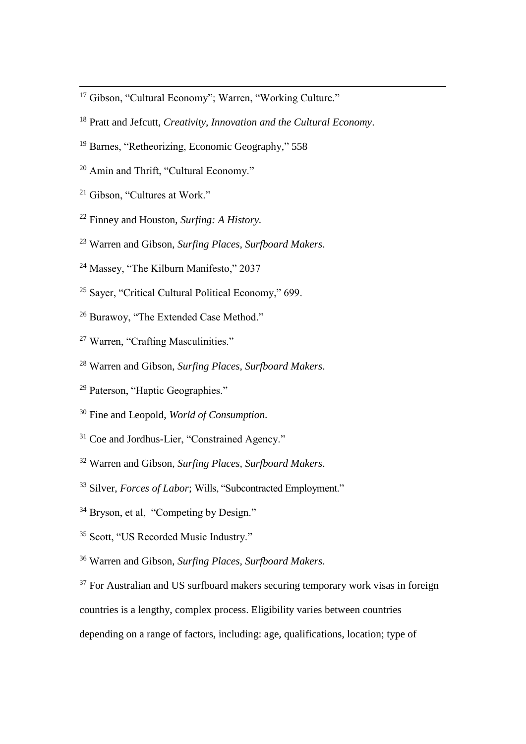[17] Gibson, “Cultural Economy”; Warren, “Working Culture.”

[18] Pratt and Jefcutt, *Creativity, Innovation and the Cultural Economy*.

[19] Barnes, “Retheorizing, Economic Geography,” 558

[20] Amin and Thrift, “Cultural Economy.”

[21] Gibson, “Cultures at Work.”

[22] Finney and Houston, *Surfing: A History.*

[23] Warren and Gibson, *Surfing Places, Surfboard Makers*.

[24] Massey, “The Kilburn Manifesto,” 2037

[25] Sayer, “Critical Cultural Political Economy,” 699.

[26] Burawoy, “The Extended Case Method.”

[27] Warren, “Crafting Masculinities.”

[28] Warren and Gibson, *Surfing Places, Surfboard Makers*.

[29] Paterson, “Haptic Geographies.”

[30] Fine and Leopold, *World of Consumption*.

[31] Coe and Jordhus-Lier, “Constrained Agency.”

[32] Warren and Gibson, *Surfing Places, Surfboard Makers*.

[33] Silver, *Forces of Labor*; Wills, “Subcontracted Employment.”

[34] Bryson, et al, “Competing by Design.”

[35] Scott, “US Recorded Music Industry.”

[36] Warren and Gibson, *Surfing Places, Surfboard Makers*.

[37] For Australian and US surfboard makers securing temporary work visas in foreign countries is a lengthy, complex process. Eligibility varies between countries depending on a range of factors, including: age, qualifications, location; type of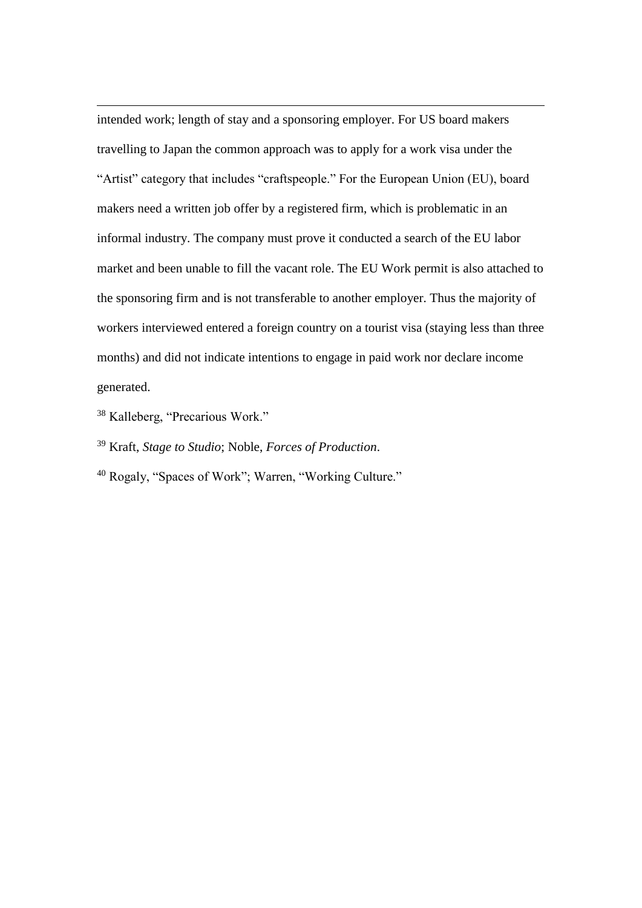intended work; length of stay and a sponsoring employer. For US board makers travelling to Japan the common approach was to apply for a work visa under the "Artist" category that includes "craftspeople." For the European Union (EU), board makers need a written job offer by a registered firm, which is problematic in an informal industry. The company must prove it conducted a search of the EU labor market and been unable to fill the vacant role. The EU Work permit is also attached to the sponsoring firm and is not transferable to another employer. Thus the majority of workers interviewed entered a foreign country on a tourist visa (staying less than three months) and did not indicate intentions to engage in paid work nor declare income generated.

[38] Kalleberg, "Precarious Work."

[39] Kraft, *Stage to Studio*; Noble, *Forces of Production*.

[40] Rogaly, "Spaces of Work"; Warren, "Working Culture."